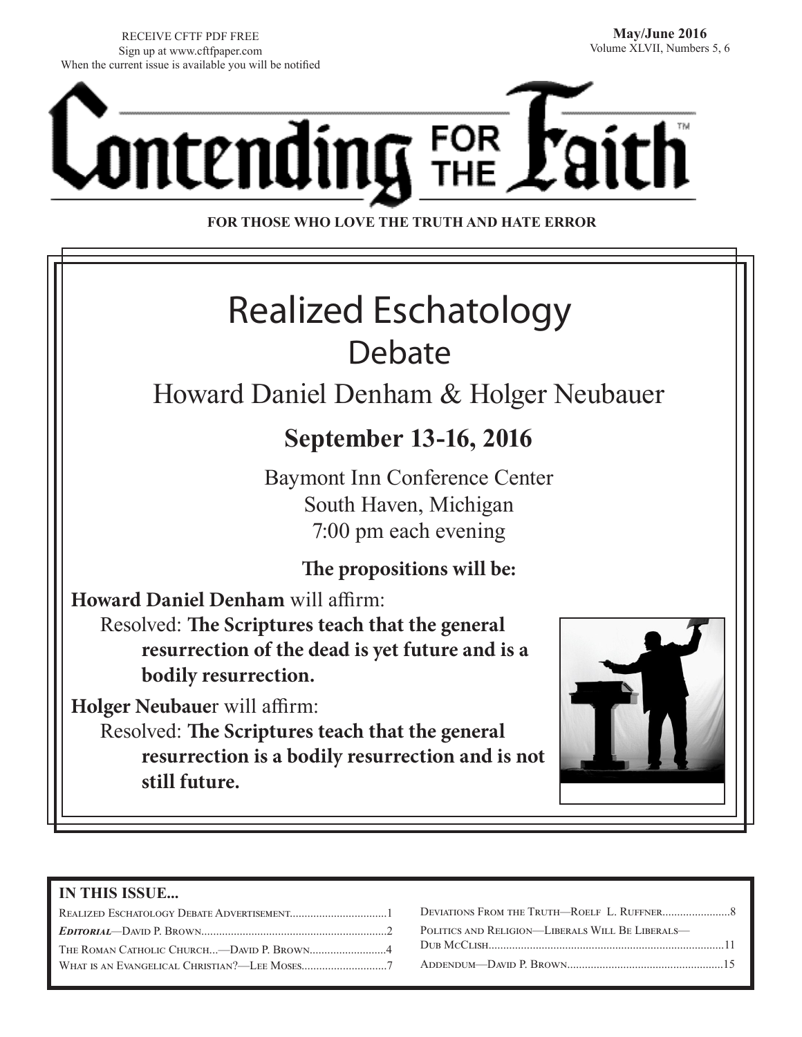RECEIVE CFTF PDF FREE
Sign up at www.cftfpaper.com
When the current issue is available you will be notified

May/June 2016
Volume XLVII, Numbers 5, 6

# Contending for the Faith™

**FOR THOSE WHO LOVE THE TRUTH AND HATE ERROR**

## Realized Eschatology

### Debate

Howard Daniel Denham & Holger Neubauer

**September 13-16, 2016**

Baymont Inn Conference Center
South Haven, Michigan
7:00 pm each evening

**The propositions will be:**

**Howard Daniel Denham** will affirm:

Resolved: **The Scriptures teach that the general resurrection of the dead is yet future and is a bodily resurrection.**

**Holger Neubaue**r will affirm:

Resolved: **The Scriptures teach that the general resurrection is a bodily resurrection and is not still future.**

**IN THIS ISSUE...**

| | |
|---|---|
| Realized Eschatology Debate Advertisement | 1 |
| ***Editorial***—David P. Brown | 2 |
| The Roman Catholic Church...—David P. Brown | 4 |
| What is an Evangelical Christian?—Lee Moses | 7 |
| Deviations From the Truth—Roelf L. Ruffner | 8 |
| Politics and Religion—Liberals Will Be Liberals—Dub McClish | 11 |
| Addendum—David P. Brown | 15 |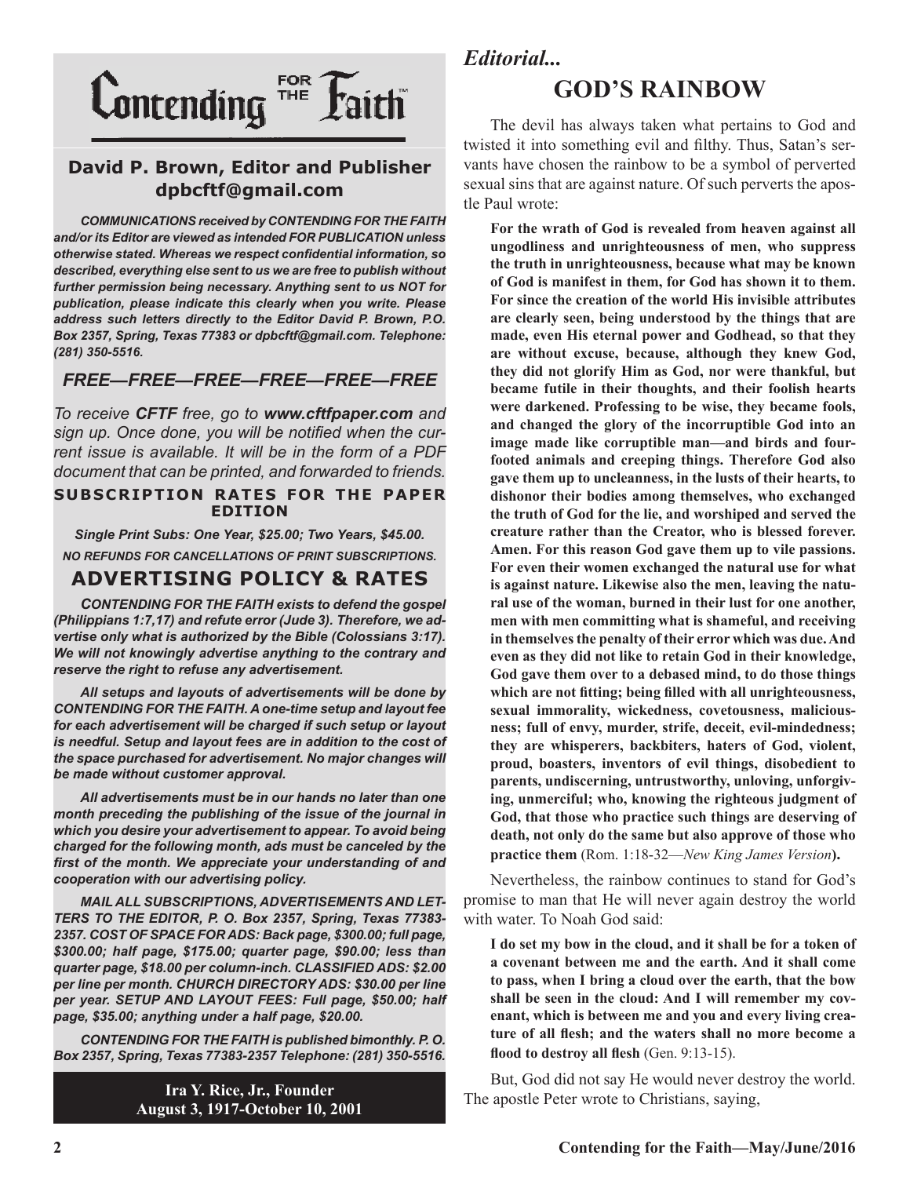# Contending FOR THE Faith™

**David P. Brown, Editor and Publisher**
**dpbcftf@gmail.com**

***COMMUNICATIONS received by CONTENDING FOR THE FAITH and/or its Editor are viewed as intended FOR PUBLICATION unless otherwise stated. Whereas we respect confidential information, so described, everything else sent to us we are free to publish without further permission being necessary. Anything sent to us NOT for publication, please indicate this clearly when you write. Please address such letters directly to the Editor David P. Brown, P.O. Box 2357, Spring, Texas 77383 or dpbcftf@gmail.com. Telephone: (281) 350-5516.***

***FREE—FREE—FREE—FREE—FREE—FREE***

*To receive **CFTF** free, go to **www.cftfpaper.com** and sign up. Once done, you will be notified when the current issue is available. It will be in the form of a PDF document that can be printed, and forwarded to friends.*

**SUBSCRIPTION RATES FOR THE PAPER EDITION**

***Single Print Subs: One Year, $25.00; Two Years, $45.00.***

***NO REFUNDS FOR CANCELLATIONS OF PRINT SUBSCRIPTIONS.***

## ADVERTISING POLICY & RATES

***CONTENDING FOR THE FAITH exists to defend the gospel (Philippians 1:7,17) and refute error (Jude 3). Therefore, we advertise only what is authorized by the Bible (Colossians 3:17). We will not knowingly advertise anything to the contrary and reserve the right to refuse any advertisement.***

***All setups and layouts of advertisements will be done by CONTENDING FOR THE FAITH. A one-time setup and layout fee for each advertisement will be charged if such setup or layout is needful. Setup and layout fees are in addition to the cost of the space purchased for advertisement. No major changes will be made without customer approval.***

***All advertisements must be in our hands no later than one month preceding the publishing of the issue of the journal in which you desire your advertisement to appear. To avoid being charged for the following month, ads must be canceled by the first of the month. We appreciate your understanding of and cooperation with our advertising policy.***

***MAIL ALL SUBSCRIPTIONS, ADVERTISEMENTS AND LETTERS TO THE EDITOR, P. O. Box 2357, Spring, Texas 77383-2357. COST OF SPACE FOR ADS: Back page, $300.00; full page, $300.00; half page, $175.00; quarter page, $90.00; less than quarter page, $18.00 per column-inch. CLASSIFIED ADS: $2.00 per line per month. CHURCH DIRECTORY ADS: $30.00 per line per year. SETUP AND LAYOUT FEES: Full page, $50.00; half page, $35.00; anything under a half page, $20.00.***

***CONTENDING FOR THE FAITH is published bimonthly. P. O. Box 2357, Spring, Texas 77383-2357 Telephone: (281) 350-5516.***

**Ira Y. Rice, Jr., Founder**
**August 3, 1917-October 10, 2001**

*Editorial...*

# GOD'S RAINBOW

The devil has always taken what pertains to God and twisted it into something evil and filthy. Thus, Satan's servants have chosen the rainbow to be a symbol of perverted sexual sins that are against nature. Of such perverts the apostle Paul wrote:

> **For the wrath of God is revealed from heaven against all ungodliness and unrighteousness of men, who suppress the truth in unrighteousness, because what may be known of God is manifest in them, for God has shown it to them. For since the creation of the world His invisible attributes are clearly seen, being understood by the things that are made, even His eternal power and Godhead, so that they are without excuse, because, although they knew God, they did not glorify Him as God, nor were thankful, but became futile in their thoughts, and their foolish hearts were darkened. Professing to be wise, they became fools, and changed the glory of the incorruptible God into an image made like corruptible man—and birds and four-footed animals and creeping things. Therefore God also gave them up to uncleanness, in the lusts of their hearts, to dishonor their bodies among themselves, who exchanged the truth of God for the lie, and worshiped and served the creature rather than the Creator, who is blessed forever. Amen. For this reason God gave them up to vile passions. For even their women exchanged the natural use for what is against nature. Likewise also the men, leaving the natural use of the woman, burned in their lust for one another, men with men committing what is shameful, and receiving in themselves the penalty of their error which was due. And even as they did not like to retain God in their knowledge, God gave them over to a debased mind, to do those things which are not fitting; being filled with all unrighteousness, sexual immorality, wickedness, covetousness, maliciousness; full of envy, murder, strife, deceit, evil-mindedness; they are whisperers, backbiters, haters of God, violent, proud, boasters, inventors of evil things, disobedient to parents, undiscerning, untrustworthy, unloving, unforgiving, unmerciful; who, knowing the righteous judgment of God, that those who practice such things are deserving of death, not only do the same but also approve of those who practice them** (Rom. 1:18-32—*New King James Version*)**.**

Nevertheless, the rainbow continues to stand for God's promise to man that He will never again destroy the world with water. To Noah God said:

> **I do set my bow in the cloud, and it shall be for a token of a covenant between me and the earth. And it shall come to pass, when I bring a cloud over the earth, that the bow shall be seen in the cloud: And I will remember my covenant, which is between me and you and every living creature of all flesh; and the waters shall no more become a flood to destroy all flesh** (Gen. 9:13-15).

But, God did not say He would never destroy the world. The apostle Peter wrote to Christians, saying,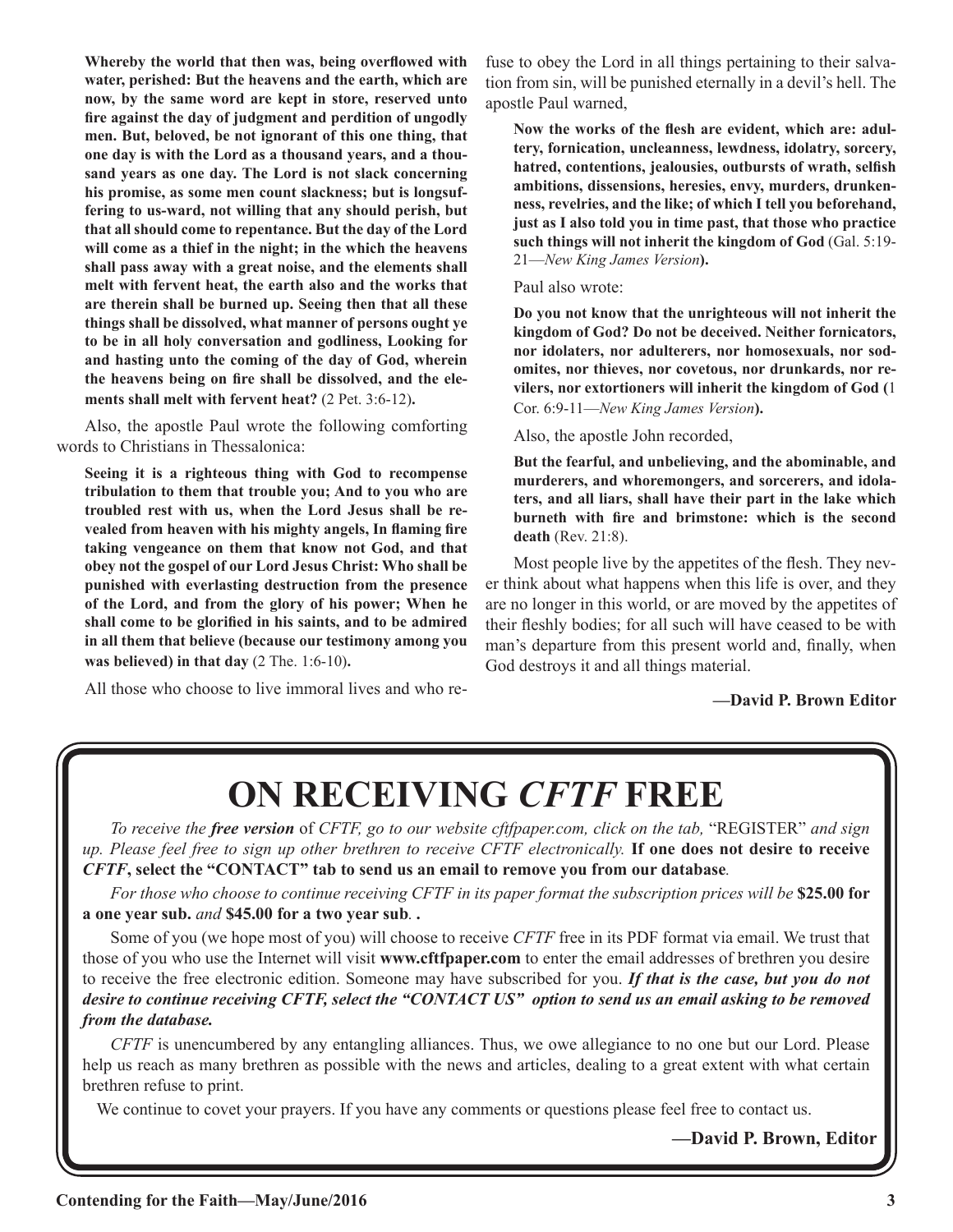> **Whereby the world that then was, being overflowed with water, perished: But the heavens and the earth, which are now, by the same word are kept in store, reserved unto fire against the day of judgment and perdition of ungodly men. But, beloved, be not ignorant of this one thing, that one day is with the Lord as a thousand years, and a thousand years as one day. The Lord is not slack concerning his promise, as some men count slackness; but is longsuffering to us-ward, not willing that any should perish, but that all should come to repentance. But the day of the Lord will come as a thief in the night; in the which the heavens shall pass away with a great noise, and the elements shall melt with fervent heat, the earth also and the works that are therein shall be burned up. Seeing then that all these things shall be dissolved, what manner of persons ought ye to be in all holy conversation and godliness, Looking for and hasting unto the coming of the day of God, wherein the heavens being on fire shall be dissolved, and the elements shall melt with fervent heat?** (2 Pet. 3:6-12)**.**

Also, the apostle Paul wrote the following comforting words to Christians in Thessalonica:

> **Seeing it is a righteous thing with God to recompense tribulation to them that trouble you; And to you who are troubled rest with us, when the Lord Jesus shall be revealed from heaven with his mighty angels, In flaming fire taking vengeance on them that know not God, and that obey not the gospel of our Lord Jesus Christ: Who shall be punished with everlasting destruction from the presence of the Lord, and from the glory of his power; When he shall come to be glorified in his saints, and to be admired in all them that believe (because our testimony among you was believed) in that day** (2 The. 1:6-10)**.**

All those who choose to live immoral lives and who refuse to obey the Lord in all things pertaining to their salvation from sin, will be punished eternally in a devil's hell. The apostle Paul warned,

> **Now the works of the flesh are evident, which are: adultery, fornication, uncleanness, lewdness, idolatry, sorcery, hatred, contentions, jealousies, outbursts of wrath, selfish ambitions, dissensions, heresies, envy, murders, drunkenness, revelries, and the like; of which I tell you beforehand, just as I also told you in time past, that those who practice such things will not inherit the kingdom of God** (Gal. 5:19-21—*New King James Version***).**

Paul also wrote:

> **Do you not know that the unrighteous will not inherit the kingdom of God? Do not be deceived. Neither fornicators, nor idolaters, nor adulterers, nor homosexuals, nor sodomites, nor thieves, nor covetous, nor drunkards, nor revilers, nor extortioners will inherit the kingdom of God (**1 Cor. 6:9-11—*New King James Version***).**

Also, the apostle John recorded,

> **But the fearful, and unbelieving, and the abominable, and murderers, and whoremongers, and sorcerers, and idolaters, and all liars, shall have their part in the lake which burneth with fire and brimstone: which is the second death** (Rev. 21:8).

Most people live by the appetites of the flesh. They never think about what happens when this life is over, and they are no longer in this world, or are moved by the appetites of their fleshly bodies; for all such will have ceased to be with man's departure from this present world and, finally, when God destroys it and all things material.

**—David P. Brown Editor**

# ON RECEIVING *CFTF* FREE

*To receive the* ***free version*** *of CFTF, go to our website cftfpaper.com, click on the tab,* "REGISTER" *and sign up. Please feel free to sign up other brethren to receive CFTF electronically.* **If one does not desire to receive *CFTF*, select the "CONTACT" tab to send us an email to remove you from our database**.

*For those who choose to continue receiving CFTF in its paper format the subscription prices will be* **$25.00 for a one year sub.** *and* **$45.00 for a two year sub**. .

Some of you (we hope most of you) will choose to receive *CFTF* free in its PDF format via email. We trust that those of you who use the Internet will visit **www.cftfpaper.com** to enter the email addresses of brethren you desire to receive the free electronic edition. Someone may have subscribed for you. ***If that is the case, but you do not desire to continue receiving CFTF, select the "CONTACT US" option to send us an email asking to be removed from the database.***

*CFTF* is unencumbered by any entangling alliances. Thus, we owe allegiance to no one but our Lord. Please help us reach as many brethren as possible with the news and articles, dealing to a great extent with what certain brethren refuse to print.

We continue to covet your prayers. If you have any comments or questions please feel free to contact us.

**—David P. Brown, Editor**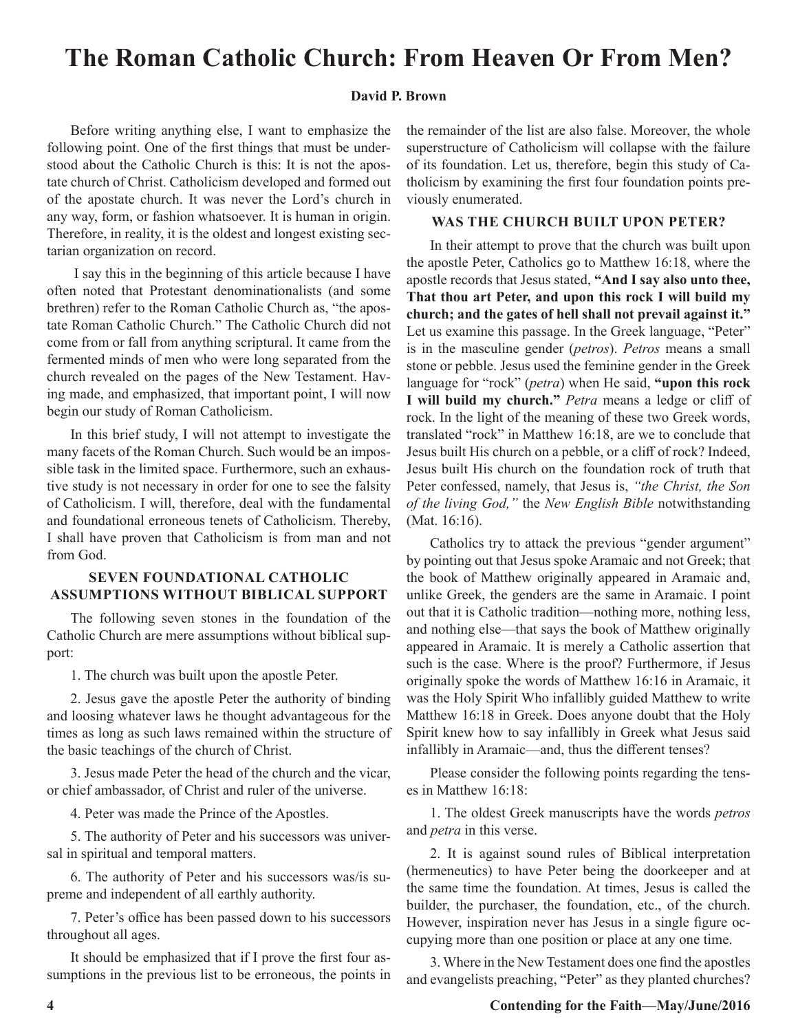# The Roman Catholic Church: From Heaven Or From Men?

**David P. Brown**

Before writing anything else, I want to emphasize the following point. One of the first things that must be understood about the Catholic Church is this: It is not the apostate church of Christ. Catholicism developed and formed out of the apostate church. It was never the Lord's church in any way, form, or fashion whatsoever. It is human in origin. Therefore, in reality, it is the oldest and longest existing sectarian organization on record.

I say this in the beginning of this article because I have often noted that Protestant denominationalists (and some brethren) refer to the Roman Catholic Church as, "the apostate Roman Catholic Church." The Catholic Church did not come from or fall from anything scriptural. It came from the fermented minds of men who were long separated from the church revealed on the pages of the New Testament. Having made, and emphasized, that important point, I will now begin our study of Roman Catholicism.

In this brief study, I will not attempt to investigate the many facets of the Roman Church. Such would be an impossible task in the limited space. Furthermore, such an exhaustive study is not necessary in order for one to see the falsity of Catholicism. I will, therefore, deal with the fundamental and foundational erroneous tenets of Catholicism. Thereby, I shall have proven that Catholicism is from man and not from God.

## SEVEN FOUNDATIONAL CATHOLIC ASSUMPTIONS WITHOUT BIBLICAL SUPPORT

The following seven stones in the foundation of the Catholic Church are mere assumptions without biblical support:

1. The church was built upon the apostle Peter.

2. Jesus gave the apostle Peter the authority of binding and loosing whatever laws he thought advantageous for the times as long as such laws remained within the structure of the basic teachings of the church of Christ.

3. Jesus made Peter the head of the church and the vicar, or chief ambassador, of Christ and ruler of the universe.

4. Peter was made the Prince of the Apostles.

5. The authority of Peter and his successors was universal in spiritual and temporal matters.

6. The authority of Peter and his successors was/is supreme and independent of all earthly authority.

7. Peter's office has been passed down to his successors throughout all ages.

It should be emphasized that if I prove the first four assumptions in the previous list to be erroneous, the points in the remainder of the list are also false. Moreover, the whole superstructure of Catholicism will collapse with the failure of its foundation. Let us, therefore, begin this study of Catholicism by examining the first four foundation points previously enumerated.

## WAS THE CHURCH BUILT UPON PETER?

In their attempt to prove that the church was built upon the apostle Peter, Catholics go to Matthew 16:18, where the apostle records that Jesus stated, **"And I say also unto thee, That thou art Peter, and upon this rock I will build my church; and the gates of hell shall not prevail against it."** Let us examine this passage. In the Greek language, "Peter" is in the masculine gender (*petros*). *Petros* means a small stone or pebble. Jesus used the feminine gender in the Greek language for "rock" (*petra*) when He said, **"upon this rock I will build my church."** *Petra* means a ledge or cliff of rock. In the light of the meaning of these two Greek words, translated "rock" in Matthew 16:18, are we to conclude that Jesus built His church on a pebble, or a cliff of rock? Indeed, Jesus built His church on the foundation rock of truth that Peter confessed, namely, that Jesus is, *"the Christ, the Son of the living God,"* the *New English Bible* notwithstanding (Mat. 16:16).

Catholics try to attack the previous "gender argument" by pointing out that Jesus spoke Aramaic and not Greek; that the book of Matthew originally appeared in Aramaic and, unlike Greek, the genders are the same in Aramaic. I point out that it is Catholic tradition—nothing more, nothing less, and nothing else—that says the book of Matthew originally appeared in Aramaic. It is merely a Catholic assertion that such is the case. Where is the proof? Furthermore, if Jesus originally spoke the words of Matthew 16:16 in Aramaic, it was the Holy Spirit Who infallibly guided Matthew to write Matthew 16:18 in Greek. Does anyone doubt that the Holy Spirit knew how to say infallibly in Greek what Jesus said infallibly in Aramaic—and, thus the different tenses?

Please consider the following points regarding the tenses in Matthew 16:18:

1. The oldest Greek manuscripts have the words *petros* and *petra* in this verse.

2. It is against sound rules of Biblical interpretation (hermeneutics) to have Peter being the doorkeeper and at the same time the foundation. At times, Jesus is called the builder, the purchaser, the foundation, etc., of the church. However, inspiration never has Jesus in a single figure occupying more than one position or place at any one time.

3. Where in the New Testament does one find the apostles and evangelists preaching, "Peter" as they planted churches?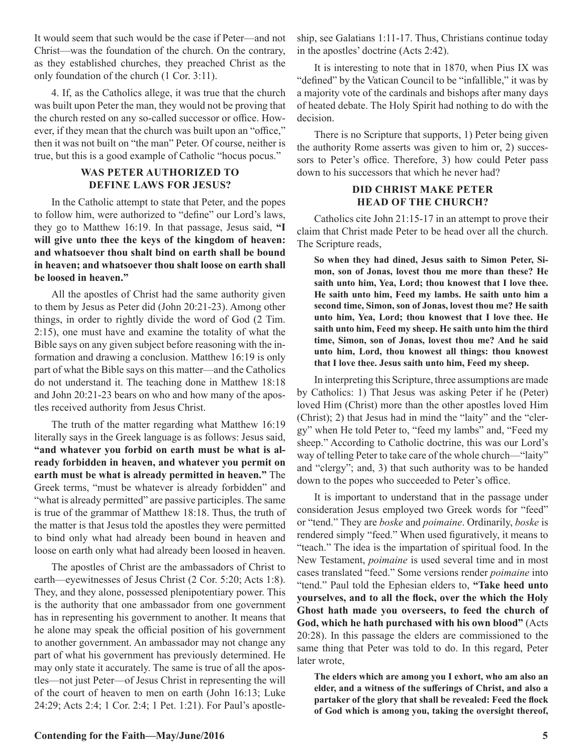It would seem that such would be the case if Peter—and not Christ—was the foundation of the church. On the contrary, as they established churches, they preached Christ as the only foundation of the church (1 Cor. 3:11).

4. If, as the Catholics allege, it was true that the church was built upon Peter the man, they would not be proving that the church rested on any so-called successor or office. However, if they mean that the church was built upon an "office," then it was not built on "the man" Peter. Of course, neither is true, but this is a good example of Catholic "hocus pocus."

### WAS PETER AUTHORIZED TO DEFINE LAWS FOR JESUS?

In the Catholic attempt to state that Peter, and the popes to follow him, were authorized to "define" our Lord's laws, they go to Matthew 16:19. In that passage, Jesus said, **"I will give unto thee the keys of the kingdom of heaven: and whatsoever thou shalt bind on earth shall be bound in heaven; and whatsoever thou shalt loose on earth shall be loosed in heaven."**

All the apostles of Christ had the same authority given to them by Jesus as Peter did (John 20:21-23). Among other things, in order to rightly divide the word of God (2 Tim. 2:15), one must have and examine the totality of what the Bible says on any given subject before reasoning with the information and drawing a conclusion. Matthew 16:19 is only part of what the Bible says on this matter—and the Catholics do not understand it. The teaching done in Matthew 18:18 and John 20:21-23 bears on who and how many of the apostles received authority from Jesus Christ.

The truth of the matter regarding what Matthew 16:19 literally says in the Greek language is as follows: Jesus said, **"and whatever you forbid on earth must be what is already forbidden in heaven, and whatever you permit on earth must be what is already permitted in heaven."** The Greek terms, "must be whatever is already forbidden" and "what is already permitted" are passive participles. The same is true of the grammar of Matthew 18:18. Thus, the truth of the matter is that Jesus told the apostles they were permitted to bind only what had already been bound in heaven and loose on earth only what had already been loosed in heaven.

The apostles of Christ are the ambassadors of Christ to earth—eyewitnesses of Jesus Christ (2 Cor. 5:20; Acts 1:8). They, and they alone, possessed plenipotentiary power. This is the authority that one ambassador from one government has in representing his government to another. It means that he alone may speak the official position of his government to another government. An ambassador may not change any part of what his government has previously determined. He may only state it accurately. The same is true of all the apostles—not just Peter—of Jesus Christ in representing the will of the court of heaven to men on earth (John 16:13; Luke 24:29; Acts 2:4; 1 Cor. 2:4; 1 Pet. 1:21). For Paul's apostleship, see Galatians 1:11-17. Thus, Christians continue today in the apostles' doctrine (Acts 2:42).

It is interesting to note that in 1870, when Pius IX was "defined" by the Vatican Council to be "infallible," it was by a majority vote of the cardinals and bishops after many days of heated debate. The Holy Spirit had nothing to do with the decision.

There is no Scripture that supports, 1) Peter being given the authority Rome asserts was given to him or, 2) successors to Peter's office. Therefore, 3) how could Peter pass down to his successors that which he never had?

### DID CHRIST MAKE PETER HEAD OF THE CHURCH?

Catholics cite John 21:15-17 in an attempt to prove their claim that Christ made Peter to be head over all the church. The Scripture reads,

> **So when they had dined, Jesus saith to Simon Peter, Simon, son of Jonas, lovest thou me more than these? He saith unto him, Yea, Lord; thou knowest that I love thee. He saith unto him, Feed my lambs. He saith unto him a second time, Simon, son of Jonas, lovest thou me? He saith unto him, Yea, Lord; thou knowest that I love thee. He saith unto him, Feed my sheep. He saith unto him the third time, Simon, son of Jonas, lovest thou me? And he said unto him, Lord, thou knowest all things: thou knowest that I love thee. Jesus saith unto him, Feed my sheep.**

In interpreting this Scripture, three assumptions are made by Catholics: 1) That Jesus was asking Peter if he (Peter) loved Him (Christ) more than the other apostles loved Him (Christ); 2) that Jesus had in mind the "laity" and the "clergy" when He told Peter to, "feed my lambs" and, "Feed my sheep." According to Catholic doctrine, this was our Lord's way of telling Peter to take care of the whole church—"laity" and "clergy"; and, 3) that such authority was to be handed down to the popes who succeeded to Peter's office.

It is important to understand that in the passage under consideration Jesus employed two Greek words for "feed" or "tend." They are *boske* and *poimaine*. Ordinarily, *boske* is rendered simply "feed." When used figuratively, it means to "teach." The idea is the impartation of spiritual food. In the New Testament, *poimaine* is used several time and in most cases translated "feed." Some versions render *poimaine* into "tend." Paul told the Ephesian elders to, **"Take heed unto yourselves, and to all the flock, over the which the Holy Ghost hath made you overseers, to feed the church of God, which he hath purchased with his own blood"** (Acts 20:28). In this passage the elders are commissioned to the same thing that Peter was told to do. In this regard, Peter later wrote,

> **The elders which are among you I exhort, who am also an elder, and a witness of the sufferings of Christ, and also a partaker of the glory that shall be revealed: Feed the flock of God which is among you, taking the oversight thereof,**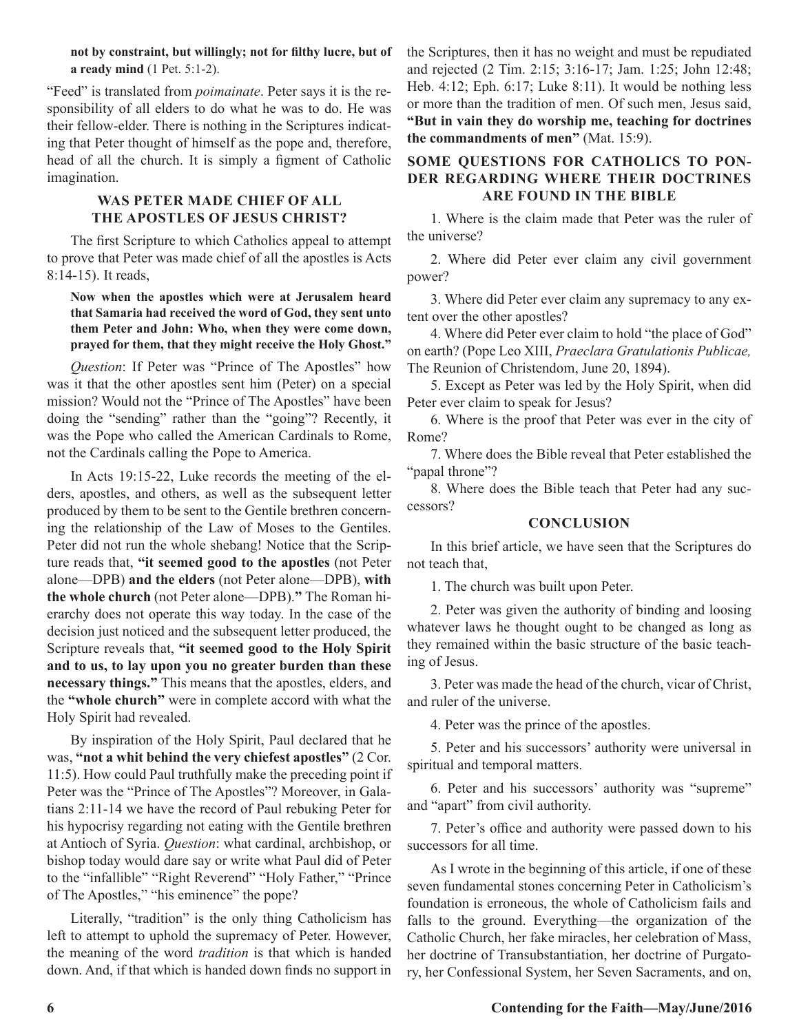**not by constraint, but willingly; not for filthy lucre, but of a ready mind** (1 Pet. 5:1-2).

"Feed" is translated from *poimainate*. Peter says it is the responsibility of all elders to do what he was to do. He was their fellow-elder. There is nothing in the Scriptures indicating that Peter thought of himself as the pope and, therefore, head of all the church. It is simply a figment of Catholic imagination.

### WAS PETER MADE CHIEF OF ALL THE APOSTLES OF JESUS CHRIST?

The first Scripture to which Catholics appeal to attempt to prove that Peter was made chief of all the apostles is Acts 8:14-15). It reads,

> **Now when the apostles which were at Jerusalem heard that Samaria had received the word of God, they sent unto them Peter and John: Who, when they were come down, prayed for them, that they might receive the Holy Ghost."**

*Question*: If Peter was "Prince of The Apostles" how was it that the other apostles sent him (Peter) on a special mission? Would not the "Prince of The Apostles" have been doing the "sending" rather than the "going"? Recently, it was the Pope who called the American Cardinals to Rome, not the Cardinals calling the Pope to America.

In Acts 19:15-22, Luke records the meeting of the elders, apostles, and others, as well as the subsequent letter produced by them to be sent to the Gentile brethren concerning the relationship of the Law of Moses to the Gentiles. Peter did not run the whole shebang! Notice that the Scripture reads that, **"it seemed good to the apostles** (not Peter alone—DPB) **and the elders** (not Peter alone—DPB), **with the whole church** (not Peter alone—DPB).**"** The Roman hierarchy does not operate this way today. In the case of the decision just noticed and the subsequent letter produced, the Scripture reveals that, **"it seemed good to the Holy Spirit and to us, to lay upon you no greater burden than these necessary things."** This means that the apostles, elders, and the **"whole church"** were in complete accord with what the Holy Spirit had revealed.

By inspiration of the Holy Spirit, Paul declared that he was, **"not a whit behind the very chiefest apostles"** (2 Cor. 11:5). How could Paul truthfully make the preceding point if Peter was the "Prince of The Apostles"? Moreover, in Galatians 2:11-14 we have the record of Paul rebuking Peter for his hypocrisy regarding not eating with the Gentile brethren at Antioch of Syria. *Question*: what cardinal, archbishop, or bishop today would dare say or write what Paul did of Peter to the "infallible" "Right Reverend" "Holy Father," "Prince of The Apostles," "his eminence" the pope?

Literally, "tradition" is the only thing Catholicism has left to attempt to uphold the supremacy of Peter. However, the meaning of the word *tradition* is that which is handed down. And, if that which is handed down finds no support in the Scriptures, then it has no weight and must be repudiated and rejected (2 Tim. 2:15; 3:16-17; Jam. 1:25; John 12:48; Heb. 4:12; Eph. 6:17; Luke 8:11). It would be nothing less or more than the tradition of men. Of such men, Jesus said, **"But in vain they do worship me, teaching for doctrines the commandments of men"** (Mat. 15:9).

### SOME QUESTIONS FOR CATHOLICS TO PONDER REGARDING WHERE THEIR DOCTRINES ARE FOUND IN THE BIBLE

1. Where is the claim made that Peter was the ruler of the universe?

2. Where did Peter ever claim any civil government power?

3. Where did Peter ever claim any supremacy to any extent over the other apostles?

4. Where did Peter ever claim to hold "the place of God" on earth? (Pope Leo XIII, *Praeclara Gratulationis Publicae,* The Reunion of Christendom, June 20, 1894).

5. Except as Peter was led by the Holy Spirit, when did Peter ever claim to speak for Jesus?

6. Where is the proof that Peter was ever in the city of Rome?

7. Where does the Bible reveal that Peter established the "papal throne"?

8. Where does the Bible teach that Peter had any successors?

### CONCLUSION

In this brief article, we have seen that the Scriptures do not teach that,

1. The church was built upon Peter.

2. Peter was given the authority of binding and loosing whatever laws he thought ought to be changed as long as they remained within the basic structure of the basic teaching of Jesus.

3. Peter was made the head of the church, vicar of Christ, and ruler of the universe.

4. Peter was the prince of the apostles.

5. Peter and his successors' authority were universal in spiritual and temporal matters.

6. Peter and his successors' authority was "supreme" and "apart" from civil authority.

7. Peter's office and authority were passed down to his successors for all time.

As I wrote in the beginning of this article, if one of these seven fundamental stones concerning Peter in Catholicism's foundation is erroneous, the whole of Catholicism fails and falls to the ground. Everything—the organization of the Catholic Church, her fake miracles, her celebration of Mass, her doctrine of Transubstantiation, her doctrine of Purgatory, her Confessional System, her Seven Sacraments, and on,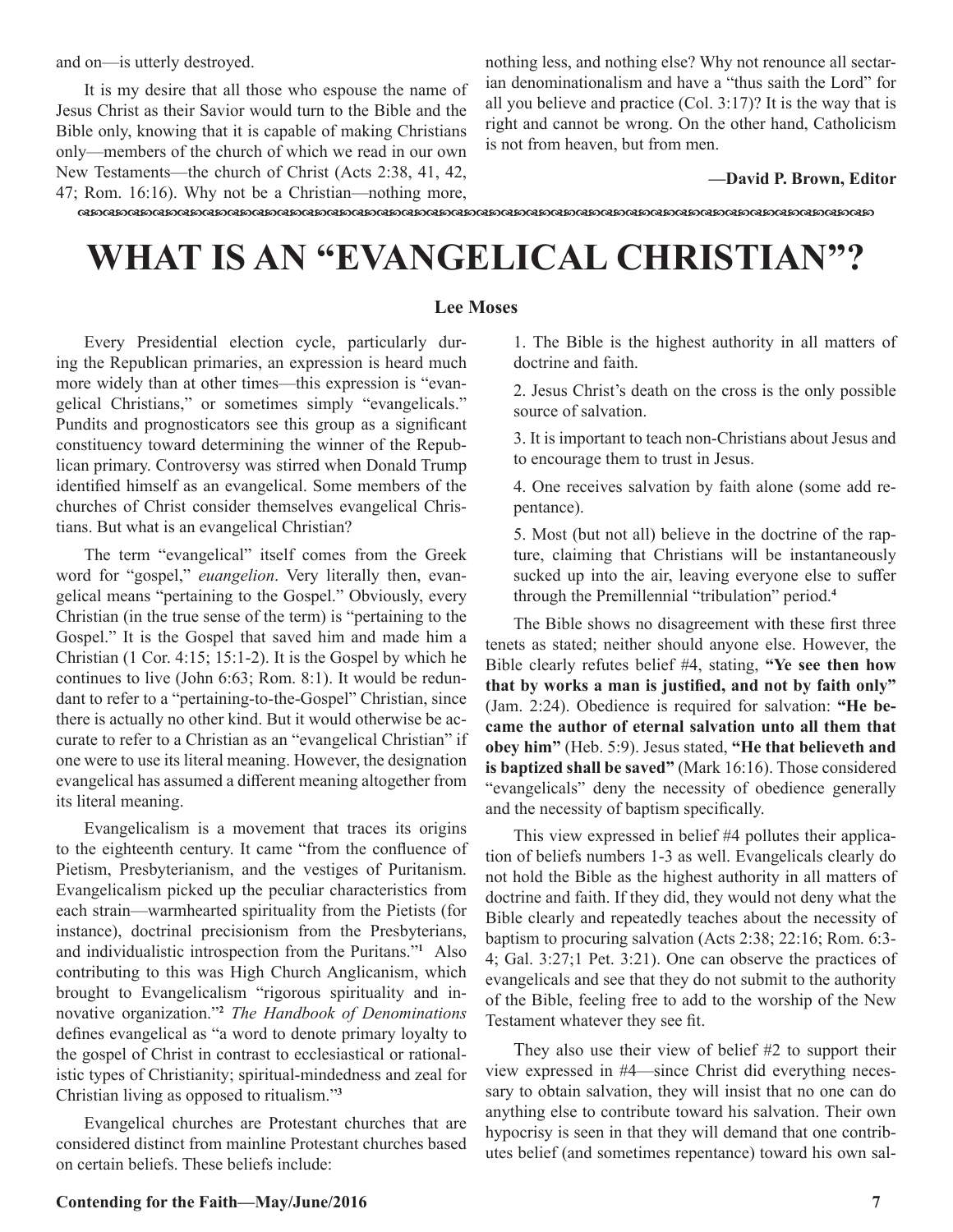and on—is utterly destroyed.

It is my desire that all those who espouse the name of Jesus Christ as their Savior would turn to the Bible and the Bible only, knowing that it is capable of making Christians only—members of the church of which we read in our own New Testaments—the church of Christ (Acts 2:38, 41, 42, 47; Rom. 16:16). Why not be a Christian—nothing more, nothing less, and nothing else? Why not renounce all sectarian denominationalism and have a "thus saith the Lord" for all you believe and practice (Col. 3:17)? It is the way that is right and cannot be wrong. On the other hand, Catholicism is not from heaven, but from men.

**—David P. Brown, Editor**

# WHAT IS AN "EVANGELICAL CHRISTIAN"?

**Lee Moses**

Every Presidential election cycle, particularly during the Republican primaries, an expression is heard much more widely than at other times—this expression is "evangelical Christians," or sometimes simply "evangelicals." Pundits and prognosticators see this group as a significant constituency toward determining the winner of the Republican primary. Controversy was stirred when Donald Trump identified himself as an evangelical. Some members of the churches of Christ consider themselves evangelical Christians. But what is an evangelical Christian?

The term "evangelical" itself comes from the Greek word for "gospel," *euangelion*. Very literally then, evangelical means "pertaining to the Gospel." Obviously, every Christian (in the true sense of the term) is "pertaining to the Gospel." It is the Gospel that saved him and made him a Christian (1 Cor. 4:15; 15:1-2). It is the Gospel by which he continues to live (John 6:63; Rom. 8:1). It would be redundant to refer to a "pertaining-to-the-Gospel" Christian, since there is actually no other kind. But it would otherwise be accurate to refer to a Christian as an "evangelical Christian" if one were to use its literal meaning. However, the designation evangelical has assumed a different meaning altogether from its literal meaning.

Evangelicalism is a movement that traces its origins to the eighteenth century. It came "from the confluence of Pietism, Presbyterianism, and the vestiges of Puritanism. Evangelicalism picked up the peculiar characteristics from each strain—warmhearted spirituality from the Pietists (for instance), doctrinal precisionism from the Presbyterians, and individualistic introspection from the Puritans."[1] Also contributing to this was High Church Anglicanism, which brought to Evangelicalism "rigorous spirituality and innovative organization."[2] *The Handbook of Denominations* defines evangelical as "a word to denote primary loyalty to the gospel of Christ in contrast to ecclesiastical or rationalistic types of Christianity; spiritual-mindedness and zeal for Christian living as opposed to ritualism."[3]

Evangelical churches are Protestant churches that are considered distinct from mainline Protestant churches based on certain beliefs. These beliefs include:

1. The Bible is the highest authority in all matters of doctrine and faith.

2. Jesus Christ's death on the cross is the only possible source of salvation.

3. It is important to teach non-Christians about Jesus and to encourage them to trust in Jesus.

4. One receives salvation by faith alone (some add repentance).

5. Most (but not all) believe in the doctrine of the rapture, claiming that Christians will be instantaneously sucked up into the air, leaving everyone else to suffer through the Premillennial "tribulation" period.[4]

The Bible shows no disagreement with these first three tenets as stated; neither should anyone else. However, the Bible clearly refutes belief #4, stating, **"Ye see then how that by works a man is justified, and not by faith only"** (Jam. 2:24). Obedience is required for salvation: **"He became the author of eternal salvation unto all them that obey him"** (Heb. 5:9). Jesus stated, **"He that believeth and is baptized shall be saved"** (Mark 16:16). Those considered "evangelicals" deny the necessity of obedience generally and the necessity of baptism specifically.

This view expressed in belief #4 pollutes their application of beliefs numbers 1-3 as well. Evangelicals clearly do not hold the Bible as the highest authority in all matters of doctrine and faith. If they did, they would not deny what the Bible clearly and repeatedly teaches about the necessity of baptism to procuring salvation (Acts 2:38; 22:16; Rom. 6:3-4; Gal. 3:27;1 Pet. 3:21). One can observe the practices of evangelicals and see that they do not submit to the authority of the Bible, feeling free to add to the worship of the New Testament whatever they see fit.

They also use their view of belief #2 to support their view expressed in #4—since Christ did everything necessary to obtain salvation, they will insist that no one can do anything else to contribute toward his salvation. Their own hypocrisy is seen in that they will demand that one contributes belief (and sometimes repentance) toward his own sal-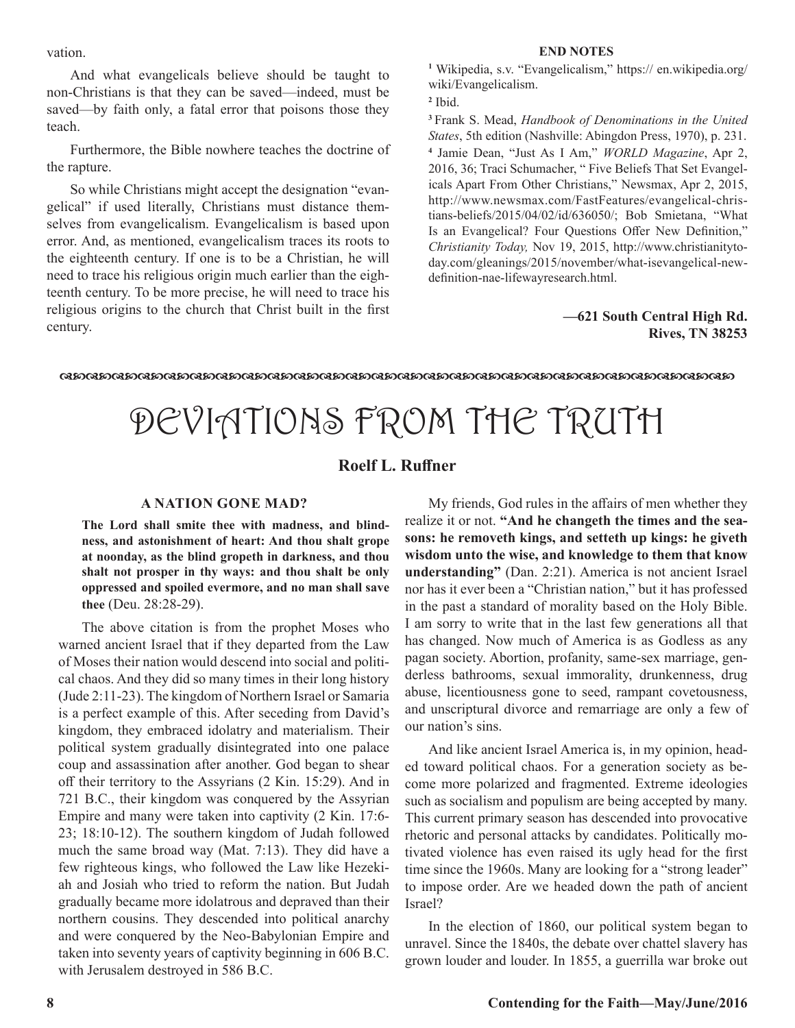vation.

And what evangelicals believe should be taught to non-Christians is that they can be saved—indeed, must be saved—by faith only, a fatal error that poisons those they teach.

Furthermore, the Bible nowhere teaches the doctrine of the rapture.

So while Christians might accept the designation "evangelical" if used literally, Christians must distance themselves from evangelicalism. Evangelicalism is based upon error. And, as mentioned, evangelicalism traces its roots to the eighteenth century. If one is to be a Christian, he will need to trace his religious origin much earlier than the eighteenth century. To be more precise, he will need to trace his religious origins to the church that Christ built in the first century.

**END NOTES**

[1] Wikipedia, s.v. "Evangelicalism," https:// en.wikipedia.org/wiki/Evangelicalism.

[2] Ibid.

[3] Frank S. Mead, *Handbook of Denominations in the United States*, 5th edition (Nashville: Abingdon Press, 1970), p. 231.

[4] Jamie Dean, "Just As I Am," *WORLD Magazine*, Apr 2, 2016, 36; Traci Schumacher, " Five Beliefs That Set Evangelicals Apart From Other Christians," Newsmax, Apr 2, 2015, http://www.newsmax.com/FastFeatures/evangelical-christians-beliefs/2015/04/02/id/636050/; Bob Smietana, "What Is an Evangelical? Four Questions Offer New Definition," *Christianity Today,* Nov 19, 2015, http://www.christianitytoday.com/gleanings/2015/november/what-isevangelical-newdefinition-nae-lifewayresearch.html.

**—621 South Central High Rd.**
**Rives, TN 38253**

# DEVIATIONS FROM THE TRUTH

**Roelf L. Ruffner**

### A NATION GONE MAD?

**The Lord shall smite thee with madness, and blindness, and astonishment of heart: And thou shalt grope at noonday, as the blind gropeth in darkness, and thou shalt not prosper in thy ways: and thou shalt be only oppressed and spoiled evermore, and no man shall save thee** (Deu. 28:28-29).

The above citation is from the prophet Moses who warned ancient Israel that if they departed from the Law of Moses their nation would descend into social and political chaos. And they did so many times in their long history (Jude 2:11-23). The kingdom of Northern Israel or Samaria is a perfect example of this. After seceding from David's kingdom, they embraced idolatry and materialism. Their political system gradually disintegrated into one palace coup and assassination after another. God began to shear off their territory to the Assyrians (2 Kin. 15:29). And in 721 B.C., their kingdom was conquered by the Assyrian Empire and many were taken into captivity (2 Kin. 17:6-23; 18:10-12). The southern kingdom of Judah followed much the same broad way (Mat. 7:13). They did have a few righteous kings, who followed the Law like Hezekiah and Josiah who tried to reform the nation. But Judah gradually became more idolatrous and depraved than their northern cousins. They descended into political anarchy and were conquered by the Neo-Babylonian Empire and taken into seventy years of captivity beginning in 606 B.C. with Jerusalem destroyed in 586 B.C.

My friends, God rules in the affairs of men whether they realize it or not. **"And he changeth the times and the seasons: he removeth kings, and setteth up kings: he giveth wisdom unto the wise, and knowledge to them that know understanding"** (Dan. 2:21). America is not ancient Israel nor has it ever been a "Christian nation," but it has professed in the past a standard of morality based on the Holy Bible. I am sorry to write that in the last few generations all that has changed. Now much of America is as Godless as any pagan society. Abortion, profanity, same-sex marriage, genderless bathrooms, sexual immorality, drunkenness, drug abuse, licentiousness gone to seed, rampant covetousness, and unscriptural divorce and remarriage are only a few of our nation's sins.

And like ancient Israel America is, in my opinion, headed toward political chaos. For a generation society as become more polarized and fragmented. Extreme ideologies such as socialism and populism are being accepted by many. This current primary season has descended into provocative rhetoric and personal attacks by candidates. Politically motivated violence has even raised its ugly head for the first time since the 1960s. Many are looking for a "strong leader" to impose order. Are we headed down the path of ancient Israel?

In the election of 1860, our political system began to unravel. Since the 1840s, the debate over chattel slavery has grown louder and louder. In 1855, a guerrilla war broke out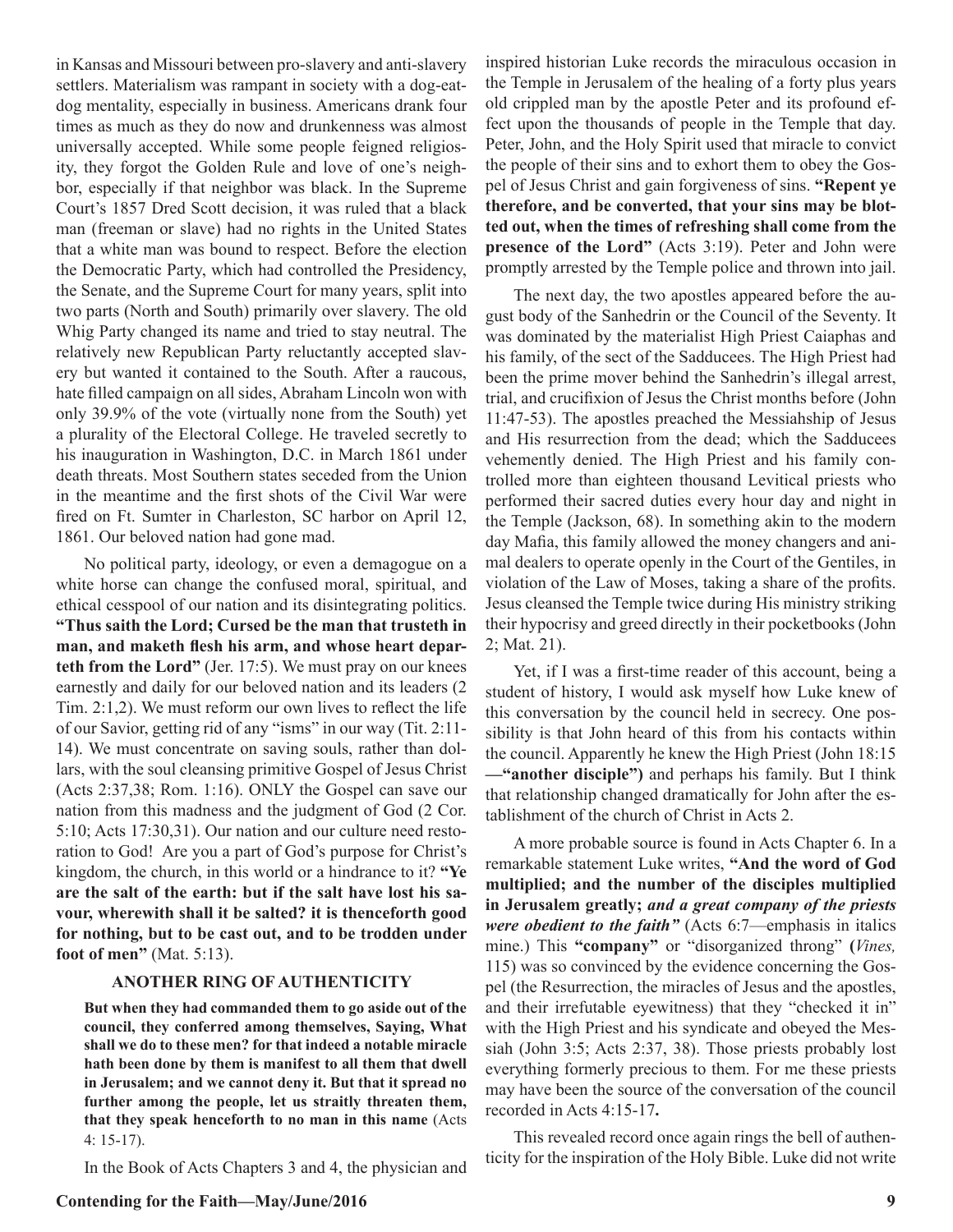in Kansas and Missouri between pro-slavery and anti-slavery settlers. Materialism was rampant in society with a dog-eat-dog mentality, especially in business. Americans drank four times as much as they do now and drunkenness was almost universally accepted. While some people feigned religiosity, they forgot the Golden Rule and love of one's neighbor, especially if that neighbor was black. In the Supreme Court's 1857 Dred Scott decision, it was ruled that a black man (freeman or slave) had no rights in the United States that a white man was bound to respect. Before the election the Democratic Party, which had controlled the Presidency, the Senate, and the Supreme Court for many years, split into two parts (North and South) primarily over slavery. The old Whig Party changed its name and tried to stay neutral. The relatively new Republican Party reluctantly accepted slavery but wanted it contained to the South. After a raucous, hate filled campaign on all sides, Abraham Lincoln won with only 39.9% of the vote (virtually none from the South) yet a plurality of the Electoral College. He traveled secretly to his inauguration in Washington, D.C. in March 1861 under death threats. Most Southern states seceded from the Union in the meantime and the first shots of the Civil War were fired on Ft. Sumter in Charleston, SC harbor on April 12, 1861. Our beloved nation had gone mad.

No political party, ideology, or even a demagogue on a white horse can change the confused moral, spiritual, and ethical cesspool of our nation and its disintegrating politics. **"Thus saith the Lord; Cursed be the man that trusteth in man, and maketh flesh his arm, and whose heart departeth from the Lord"** (Jer. 17:5). We must pray on our knees earnestly and daily for our beloved nation and its leaders (2 Tim. 2:1,2). We must reform our own lives to reflect the life of our Savior, getting rid of any "isms" in our way (Tit. 2:11-14). We must concentrate on saving souls, rather than dollars, with the soul cleansing primitive Gospel of Jesus Christ (Acts 2:37,38; Rom. 1:16). ONLY the Gospel can save our nation from this madness and the judgment of God (2 Cor. 5:10; Acts 17:30,31). Our nation and our culture need restoration to God! Are you a part of God's purpose for Christ's kingdom, the church, in this world or a hindrance to it? **"Ye are the salt of the earth: but if the salt have lost his savour, wherewith shall it be salted? it is thenceforth good for nothing, but to be cast out, and to be trodden under foot of men"** (Mat. 5:13).

### ANOTHER RING OF AUTHENTICITY

**But when they had commanded them to go aside out of the council, they conferred among themselves, Saying, What shall we do to these men? for that indeed a notable miracle hath been done by them is manifest to all them that dwell in Jerusalem; and we cannot deny it. But that it spread no further among the people, let us straitly threaten them, that they speak henceforth to no man in this name** (Acts 4: 15-17).

In the Book of Acts Chapters 3 and 4, the physician and inspired historian Luke records the miraculous occasion in the Temple in Jerusalem of the healing of a forty plus years old crippled man by the apostle Peter and its profound effect upon the thousands of people in the Temple that day. Peter, John, and the Holy Spirit used that miracle to convict the people of their sins and to exhort them to obey the Gospel of Jesus Christ and gain forgiveness of sins. **"Repent ye therefore, and be converted, that your sins may be blotted out, when the times of refreshing shall come from the presence of the Lord"** (Acts 3:19). Peter and John were promptly arrested by the Temple police and thrown into jail.

The next day, the two apostles appeared before the august body of the Sanhedrin or the Council of the Seventy. It was dominated by the materialist High Priest Caiaphas and his family, of the sect of the Sadducees. The High Priest had been the prime mover behind the Sanhedrin's illegal arrest, trial, and crucifixion of Jesus the Christ months before (John 11:47-53). The apostles preached the Messiahship of Jesus and His resurrection from the dead; which the Sadducees vehemently denied. The High Priest and his family controlled more than eighteen thousand Levitical priests who performed their sacred duties every hour day and night in the Temple (Jackson, 68). In something akin to the modern day Mafia, this family allowed the money changers and animal dealers to operate openly in the Court of the Gentiles, in violation of the Law of Moses, taking a share of the profits. Jesus cleansed the Temple twice during His ministry striking their hypocrisy and greed directly in their pocketbooks (John 2; Mat. 21).

Yet, if I was a first-time reader of this account, being a student of history, I would ask myself how Luke knew of this conversation by the council held in secrecy. One possibility is that John heard of this from his contacts within the council. Apparently he knew the High Priest (John 18:15 **—"another disciple")** and perhaps his family. But I think that relationship changed dramatically for John after the establishment of the church of Christ in Acts 2.

A more probable source is found in Acts Chapter 6. In a remarkable statement Luke writes, **"And the word of God multiplied; and the number of the disciples multiplied in Jerusalem greatly; *and a great company of the priests were obedient to the faith"*** (Acts 6:7—emphasis in italics mine.) This **"company"** or "disorganized throng" (*Vines,* 115) was so convinced by the evidence concerning the Gospel (the Resurrection, the miracles of Jesus and the apostles, and their irrefutable eyewitness) that they "checked it in" with the High Priest and his syndicate and obeyed the Messiah (John 3:5; Acts 2:37, 38). Those priests probably lost everything formerly precious to them. For me these priests may have been the source of the conversation of the council recorded in Acts 4:15-17**.**

This revealed record once again rings the bell of authenticity for the inspiration of the Holy Bible. Luke did not write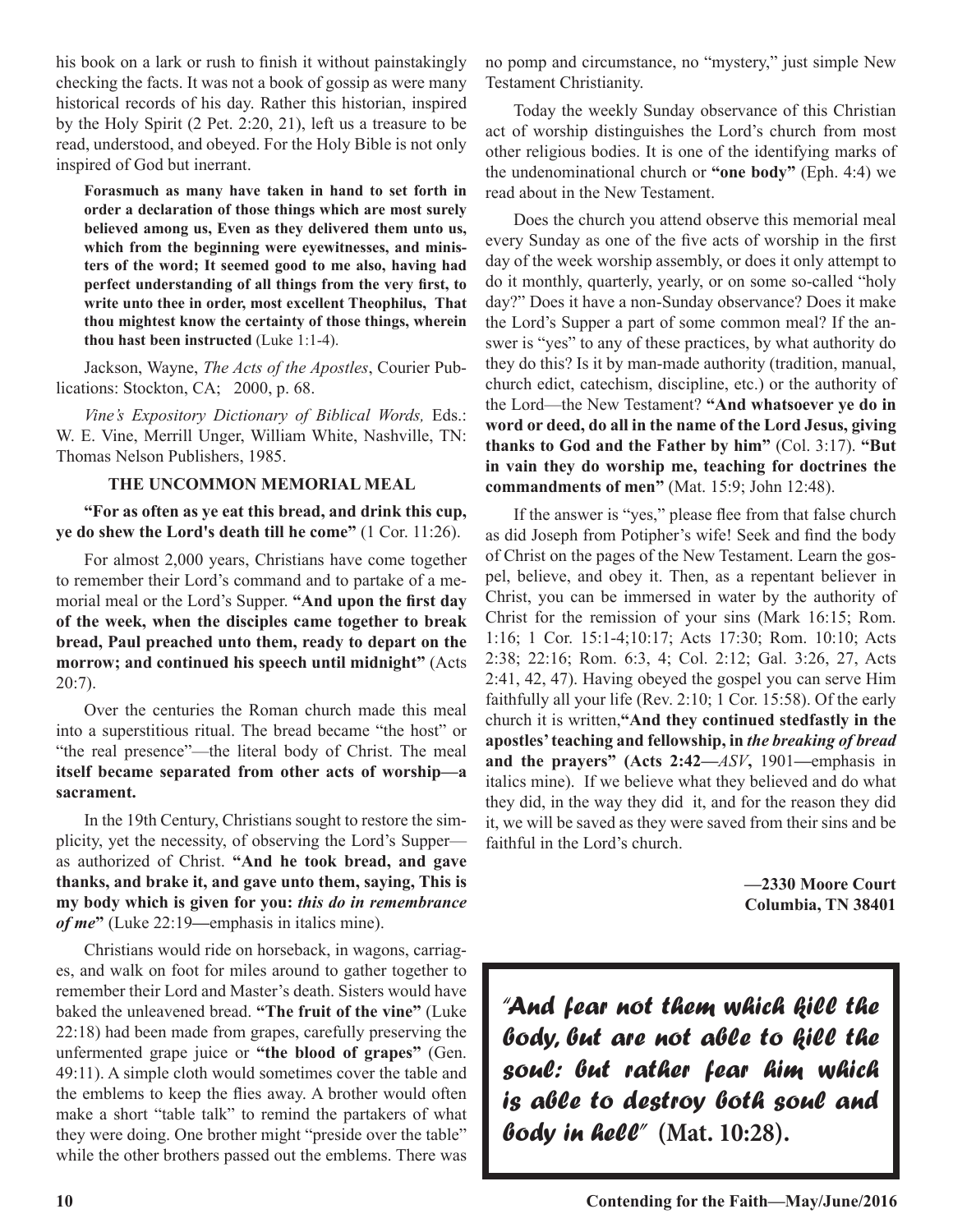his book on a lark or rush to finish it without painstakingly checking the facts. It was not a book of gossip as were many historical records of his day. Rather this historian, inspired by the Holy Spirit (2 Pet. 2:20, 21), left us a treasure to be read, understood, and obeyed. For the Holy Bible is not only inspired of God but inerrant.

> **Forasmuch as many have taken in hand to set forth in order a declaration of those things which are most surely believed among us, Even as they delivered them unto us, which from the beginning were eyewitnesses, and ministers of the word; It seemed good to me also, having had perfect understanding of all things from the very first, to write unto thee in order, most excellent Theophilus, That thou mightest know the certainty of those things, wherein thou hast been instructed** (Luke 1:1-4).

Jackson, Wayne, *The Acts of the Apostles*, Courier Publications: Stockton, CA; 2000, p. 68.

*Vine's Expository Dictionary of Biblical Words,* Eds.: W. E. Vine, Merrill Unger, William White, Nashville, TN: Thomas Nelson Publishers, 1985.

## THE UNCOMMON MEMORIAL MEAL

**"For as often as ye eat this bread, and drink this cup, ye do shew the Lord's death till he come"** (1 Cor. 11:26).

For almost 2,000 years, Christians have come together to remember their Lord's command and to partake of a memorial meal or the Lord's Supper. **"And upon the first day of the week, when the disciples came together to break bread, Paul preached unto them, ready to depart on the morrow; and continued his speech until midnight"** (Acts 20:7).

Over the centuries the Roman church made this meal into a superstitious ritual. The bread became "the host" or "the real presence"—the literal body of Christ. The meal **itself became separated from other acts of worship—a sacrament.**

In the 19th Century, Christians sought to restore the simplicity, yet the necessity, of observing the Lord's Supper—as authorized of Christ. **"And he took bread, and gave thanks, and brake it, and gave unto them, saying, This is my body which is given for you:** ***this do in remembrance of me*"** (Luke 22:19—emphasis in italics mine).

Christians would ride on horseback, in wagons, carriages, and walk on foot for miles around to gather together to remember their Lord and Master's death. Sisters would have baked the unleavened bread. **"The fruit of the vine"** (Luke 22:18) had been made from grapes, carefully preserving the unfermented grape juice or **"the blood of grapes"** (Gen. 49:11). A simple cloth would sometimes cover the table and the emblems to keep the flies away. A brother would often make a short "table talk" to remind the partakers of what they were doing. One brother might "preside over the table" while the other brothers passed out the emblems. There was no pomp and circumstance, no "mystery," just simple New Testament Christianity.

Today the weekly Sunday observance of this Christian act of worship distinguishes the Lord's church from most other religious bodies. It is one of the identifying marks of the undenominational church or **"one body"** (Eph. 4:4) we read about in the New Testament.

Does the church you attend observe this memorial meal every Sunday as one of the five acts of worship in the first day of the week worship assembly, or does it only attempt to do it monthly, quarterly, yearly, or on some so-called "holy day?" Does it have a non-Sunday observance? Does it make the Lord's Supper a part of some common meal? If the answer is "yes" to any of these practices, by what authority do they do this? Is it by man-made authority (tradition, manual, church edict, catechism, discipline, etc.) or the authority of the Lord—the New Testament? **"And whatsoever ye do in word or deed, do all in the name of the Lord Jesus, giving thanks to God and the Father by him"** (Col. 3:17). **"But in vain they do worship me, teaching for doctrines the commandments of men"** (Mat. 15:9; John 12:48).

If the answer is "yes," please flee from that false church as did Joseph from Potipher's wife! Seek and find the body of Christ on the pages of the New Testament. Learn the gospel, believe, and obey it. Then, as a repentant believer in Christ, you can be immersed in water by the authority of Christ for the remission of your sins (Mark 16:15; Rom. 1:16; 1 Cor. 15:1-4;10:17; Acts 17:30; Rom. 10:10; Acts 2:38; 22:16; Rom. 6:3, 4; Col. 2:12; Gal. 3:26, 27, Acts 2:41, 42, 47). Having obeyed the gospel you can serve Him faithfully all your life (Rev. 2:10; 1 Cor. 15:58). Of the early church it is written,**"And they continued stedfastly in the apostles' teaching and fellowship, in** ***the breaking of bread*** **and the prayers" (Acts 2:42—***ASV***,** 1901—emphasis in italics mine). If we believe what they believed and do what they did, in the way they did it, and for the reason they did it, we will be saved as they were saved from their sins and be faithful in the Lord's church.

**—2330 Moore Court**
**Columbia, TN 38401**

> ***"And fear not them which kill the body, but are not able to kill the soul: but rather fear him which is able to destroy both soul and body in hell"*** **(Mat. 10:28).**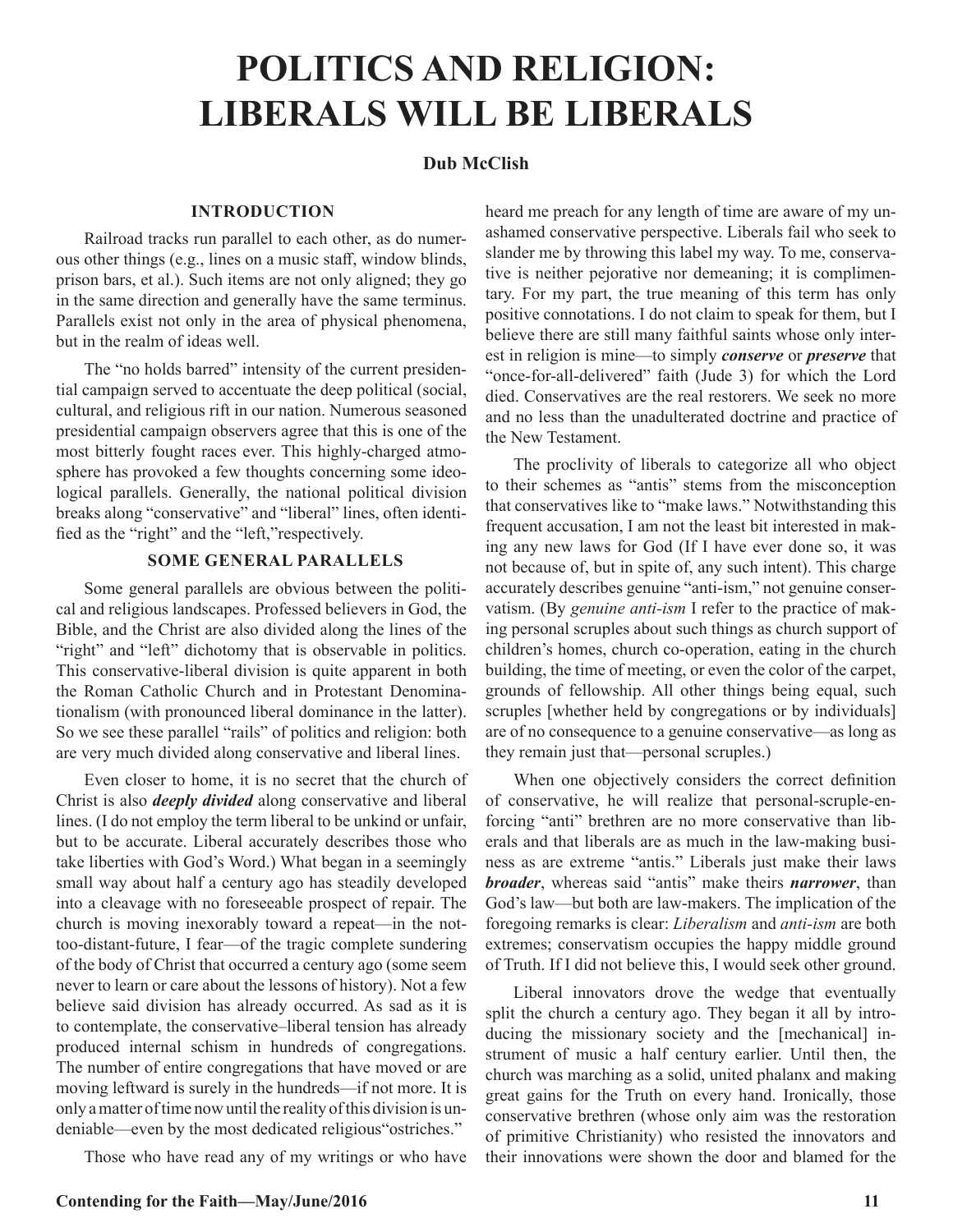# POLITICS AND RELIGION: LIBERALS WILL BE LIBERALS

**Dub McClish**

### INTRODUCTION

Railroad tracks run parallel to each other, as do numerous other things (e.g., lines on a music staff, window blinds, prison bars, et al.). Such items are not only aligned; they go in the same direction and generally have the same terminus. Parallels exist not only in the area of physical phenomena, but in the realm of ideas well.

The "no holds barred" intensity of the current presidential campaign served to accentuate the deep political (social, cultural, and religious rift in our nation. Numerous seasoned presidential campaign observers agree that this is one of the most bitterly fought races ever. This highly-charged atmosphere has provoked a few thoughts concerning some ideological parallels. Generally, the national political division breaks along "conservative" and "liberal" lines, often identified as the "right" and the "left,"respectively.

### SOME GENERAL PARALLELS

Some general parallels are obvious between the political and religious landscapes. Professed believers in God, the Bible, and the Christ are also divided along the lines of the "right" and "left" dichotomy that is observable in politics. This conservative-liberal division is quite apparent in both the Roman Catholic Church and in Protestant Denominationalism (with pronounced liberal dominance in the latter). So we see these parallel "rails" of politics and religion: both are very much divided along conservative and liberal lines.

Even closer to home, it is no secret that the church of Christ is also ***deeply divided*** along conservative and liberal lines. (I do not employ the term liberal to be unkind or unfair, but to be accurate. Liberal accurately describes those who take liberties with God's Word.) What began in a seemingly small way about half a century ago has steadily developed into a cleavage with no foreseeable prospect of repair. The church is moving inexorably toward a repeat—in the not-too-distant-future, I fear—of the tragic complete sundering of the body of Christ that occurred a century ago (some seem never to learn or care about the lessons of history). Not a few believe said division has already occurred. As sad as it is to contemplate, the conservative–liberal tension has already produced internal schism in hundreds of congregations. The number of entire congregations that have moved or are moving leftward is surely in the hundreds—if not more. It is only a matter of time now until the reality of this division is undeniable—even by the most dedicated religious"ostriches."

Those who have read any of my writings or who have heard me preach for any length of time are aware of my unashamed conservative perspective. Liberals fail who seek to slander me by throwing this label my way. To me, conservative is neither pejorative nor demeaning; it is complimentary. For my part, the true meaning of this term has only positive connotations. I do not claim to speak for them, but I believe there are still many faithful saints whose only interest in religion is mine—to simply ***conserve*** or ***preserve*** that "once-for-all-delivered" faith (Jude 3) for which the Lord died. Conservatives are the real restorers. We seek no more and no less than the unadulterated doctrine and practice of the New Testament.

The proclivity of liberals to categorize all who object to their schemes as "antis" stems from the misconception that conservatives like to "make laws." Notwithstanding this frequent accusation, I am not the least bit interested in making any new laws for God (If I have ever done so, it was not because of, but in spite of, any such intent). This charge accurately describes genuine "anti-ism," not genuine conservatism. (By *genuine anti-ism* I refer to the practice of making personal scruples about such things as church support of children's homes, church co-operation, eating in the church building, the time of meeting, or even the color of the carpet, grounds of fellowship. All other things being equal, such scruples [whether held by congregations or by individuals] are of no consequence to a genuine conservative—as long as they remain just that—personal scruples.)

When one objectively considers the correct definition of conservative, he will realize that personal-scruple-enforcing "anti" brethren are no more conservative than liberals and that liberals are as much in the law-making business as are extreme "antis." Liberals just make their laws ***broader***, whereas said "antis" make theirs ***narrower***, than God's law—but both are law-makers. The implication of the foregoing remarks is clear: *Liberalism* and *anti-ism* are both extremes; conservatism occupies the happy middle ground of Truth. If I did not believe this, I would seek other ground.

Liberal innovators drove the wedge that eventually split the church a century ago. They began it all by introducing the missionary society and the [mechanical] instrument of music a half century earlier. Until then, the church was marching as a solid, united phalanx and making great gains for the Truth on every hand. Ironically, those conservative brethren (whose only aim was the restoration of primitive Christianity) who resisted the innovators and their innovations were shown the door and blamed for the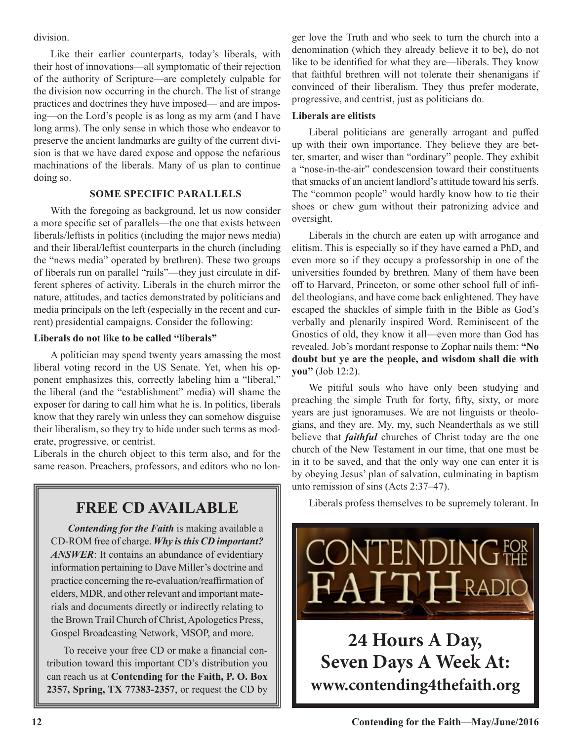division.

Like their earlier counterparts, today's liberals, with their host of innovations—all symptomatic of their rejection of the authority of Scripture—are completely culpable for the division now occurring in the church. The list of strange practices and doctrines they have imposed— and are imposing—on the Lord's people is as long as my arm (and I have long arms). The only sense in which those who endeavor to preserve the ancient landmarks are guilty of the current division is that we have dared expose and oppose the nefarious machinations of the liberals. Many of us plan to continue doing so.

## SOME SPECIFIC PARALLELS

With the foregoing as background, let us now consider a more specific set of parallels—the one that exists between liberals/leftists in politics (including the major news media) and their liberal/leftist counterparts in the church (including the "news media" operated by brethren). These two groups of liberals run on parallel "rails"—they just circulate in different spheres of activity. Liberals in the church mirror the nature, attitudes, and tactics demonstrated by politicians and media principals on the left (especially in the recent and current) presidential campaigns. Consider the following:

### Liberals do not like to be called "liberals"

A politician may spend twenty years amassing the most liberal voting record in the US Senate. Yet, when his opponent emphasizes this, correctly labeling him a "liberal," the liberal (and the "establishment" media) will shame the exposer for daring to call him what he is. In politics, liberals know that they rarely win unless they can somehow disguise their liberalism, so they try to hide under such terms as moderate, progressive, or centrist.

Liberals in the church object to this term also, and for the same reason. Preachers, professors, and editors who no longer love the Truth and who seek to turn the church into a denomination (which they already believe it to be), do not like to be identified for what they are—liberals. They know that faithful brethren will not tolerate their shenanigans if convinced of their liberalism. They thus prefer moderate, progressive, and centrist, just as politicians do.

### Liberals are elitists

Liberal politicians are generally arrogant and puffed up with their own importance. They believe they are better, smarter, and wiser than "ordinary" people. They exhibit a "nose-in-the-air" condescension toward their constituents that smacks of an ancient landlord's attitude toward his serfs. The "common people" would hardly know how to tie their shoes or chew gum without their patronizing advice and oversight.

Liberals in the church are eaten up with arrogance and elitism. This is especially so if they have earned a PhD, and even more so if they occupy a professorship in one of the universities founded by brethren. Many of them have been off to Harvard, Princeton, or some other school full of infidel theologians, and have come back enlightened. They have escaped the shackles of simple faith in the Bible as God's verbally and plenarily inspired Word. Reminiscent of the Gnostics of old, they know it all—even more than God has revealed. Job's mordant response to Zophar nails them: **"No doubt but ye are the people, and wisdom shall die with you"** (Job 12:2).

We pitiful souls who have only been studying and preaching the simple Truth for forty, fifty, sixty, or more years are just ignoramuses. We are not linguists or theologians, and they are. My, my, such Neanderthals as we still believe that ***faithful*** churches of Christ today are the one church of the New Testament in our time, that one must be in it to be saved, and that the only way one can enter it is by obeying Jesus' plan of salvation, culminating in baptism unto remission of sins (Acts 2:37–47).

Liberals profess themselves to be supremely tolerant. In

---

## FREE CD AVAILABLE

***Contending for the Faith*** is making available a CD-ROM free of charge. ***Why is this CD important? ANSWER***: It contains an abundance of evidentiary information pertaining to Dave Miller's doctrine and practice concerning the re-evaluation/reaffirmation of elders, MDR, and other relevant and important materials and documents directly or indirectly relating to the Brown Trail Church of Christ, Apologetics Press, Gospel Broadcasting Network, MSOP, and more.

To receive your free CD or make a financial contribution toward this important CD's distribution you can reach us at **Contending for the Faith, P. O. Box 2357, Spring, TX 77383-2357**, or request the CD by

---

CONTENDING FOR THE FAITH RADIO

**24 Hours A Day, Seven Days A Week At: www.contending4thefaith.org**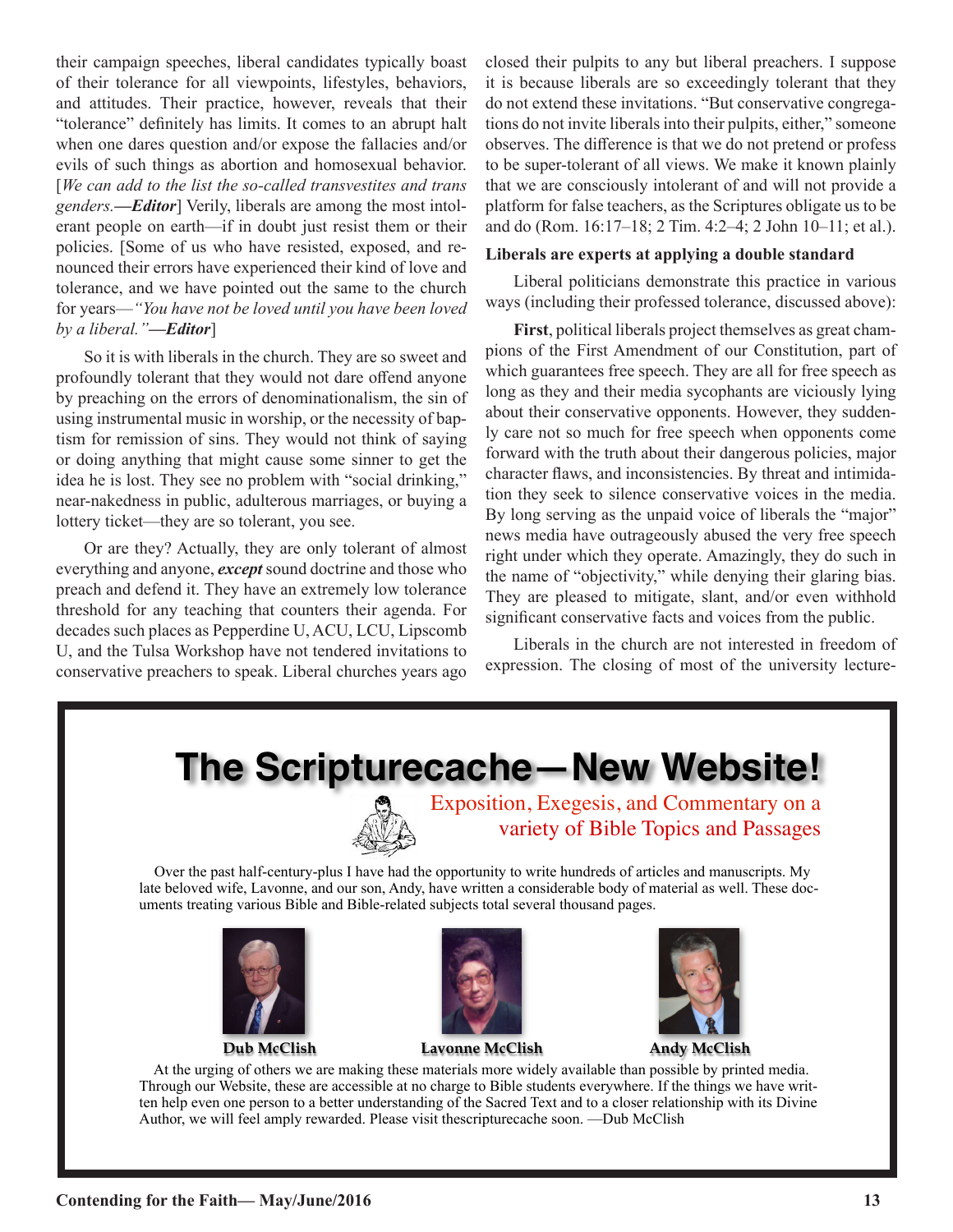their campaign speeches, liberal candidates typically boast of their tolerance for all viewpoints, lifestyles, behaviors, and attitudes. Their practice, however, reveals that their "tolerance" definitely has limits. It comes to an abrupt halt when one dares question and/or expose the fallacies and/or evils of such things as abortion and homosexual behavior. [*We can add to the list the so-called transvestites and trans genders.*—***Editor***] Verily, liberals are among the most intolerant people on earth—if in doubt just resist them or their policies. [Some of us who have resisted, exposed, and renounced their errors have experienced their kind of love and tolerance, and we have pointed out the same to the church for years—*"You have not be loved until you have been loved by a liberal."*—***Editor***]

So it is with liberals in the church. They are so sweet and profoundly tolerant that they would not dare offend anyone by preaching on the errors of denominationalism, the sin of using instrumental music in worship, or the necessity of baptism for remission of sins. They would not think of saying or doing anything that might cause some sinner to get the idea he is lost. They see no problem with "social drinking," near-nakedness in public, adulterous marriages, or buying a lottery ticket—they are so tolerant, you see.

Or are they? Actually, they are only tolerant of almost everything and anyone, ***except*** sound doctrine and those who preach and defend it. They have an extremely low tolerance threshold for any teaching that counters their agenda. For decades such places as Pepperdine U, ACU, LCU, Lipscomb U, and the Tulsa Workshop have not tendered invitations to conservative preachers to speak. Liberal churches years ago closed their pulpits to any but liberal preachers. I suppose it is because liberals are so exceedingly tolerant that they do not extend these invitations. "But conservative congregations do not invite liberals into their pulpits, either," someone observes. The difference is that we do not pretend or profess to be super-tolerant of all views. We make it known plainly that we are consciously intolerant of and will not provide a platform for false teachers, as the Scriptures obligate us to be and do (Rom. 16:17–18; 2 Tim. 4:2–4; 2 John 10–11; et al.).

**Liberals are experts at applying a double standard**

Liberal politicians demonstrate this practice in various ways (including their professed tolerance, discussed above):

**First**, political liberals project themselves as great champions of the First Amendment of our Constitution, part of which guarantees free speech. They are all for free speech as long as they and their media sycophants are viciously lying about their conservative opponents. However, they suddenly care not so much for free speech when opponents come forward with the truth about their dangerous policies, major character flaws, and inconsistencies. By threat and intimidation they seek to silence conservative voices in the media. By long serving as the unpaid voice of liberals the "major" news media have outrageously abused the very free speech right under which they operate. Amazingly, they do such in the name of "objectivity," while denying their glaring bias. They are pleased to mitigate, slant, and/or even withhold significant conservative facts and voices from the public.

Liberals in the church are not interested in freedom of expression. The closing of most of the university lecture-

---

# The Scripturecache—New Website!

Exposition, Exegesis, and Commentary on a variety of Bible Topics and Passages

Over the past half-century-plus I have had the opportunity to write hundreds of articles and manuscripts. My late beloved wife, Lavonne, and our son, Andy, have written a considerable body of material as well. These documents treating various Bible and Bible-related subjects total several thousand pages.

**Dub McClish** **Lavonne McClish** **Andy McClish**

At the urging of others we are making these materials more widely available than possible by printed media. Through our Website, these are accessible at no charge to Bible students everywhere. If the things we have written help even one person to a better understanding of the Sacred Text and to a closer relationship with its Divine Author, we will feel amply rewarded. Please visit thescripturecache soon. —Dub McClish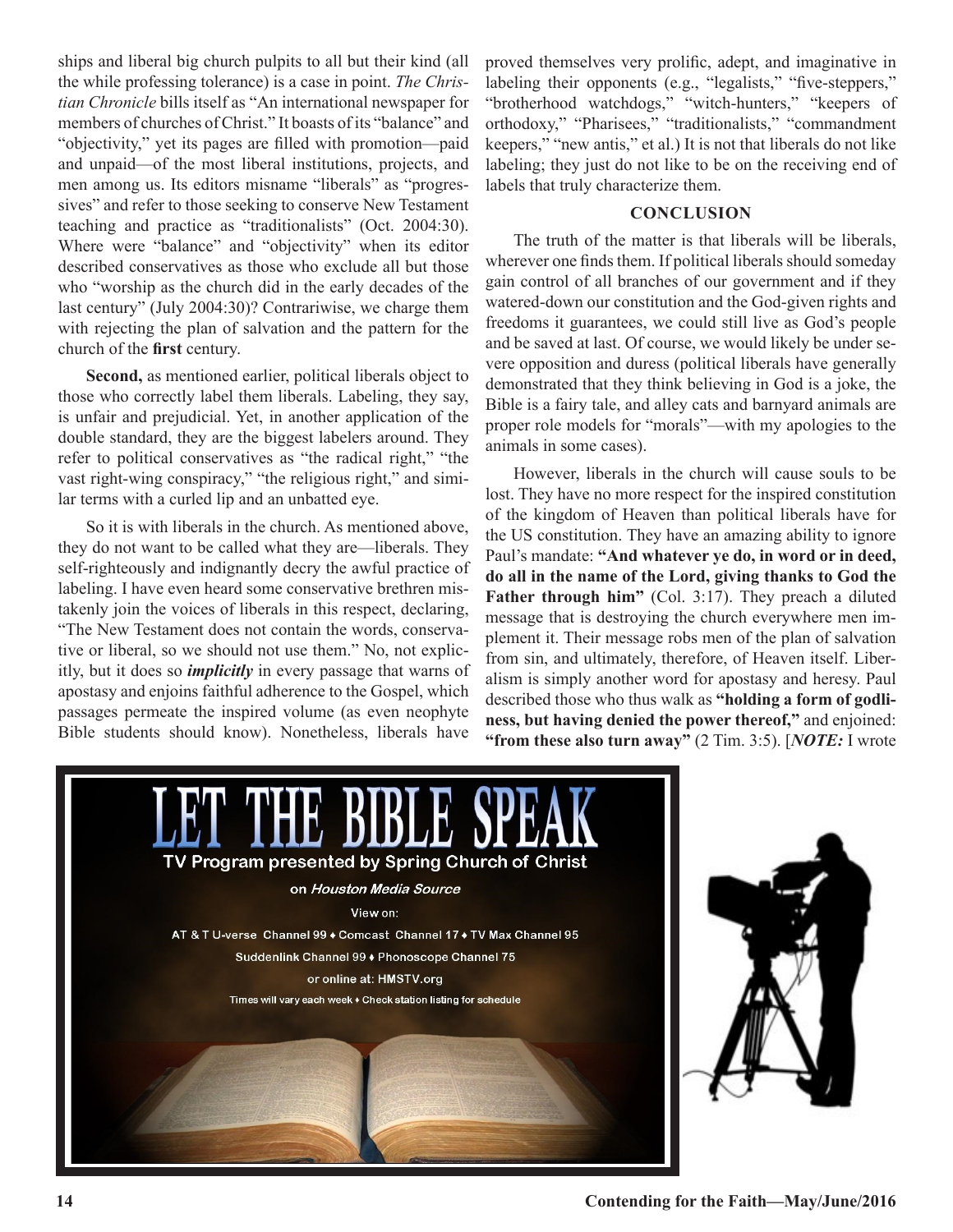ships and liberal big church pulpits to all but their kind (all the while professing tolerance) is a case in point. *The Christian Chronicle* bills itself as "An international newspaper for members of churches of Christ." It boasts of its "balance" and "objectivity," yet its pages are filled with promotion—paid and unpaid—of the most liberal institutions, projects, and men among us. Its editors misname "liberals" as "progressives" and refer to those seeking to conserve New Testament teaching and practice as "traditionalists" (Oct. 2004:30). Where were "balance" and "objectivity" when its editor described conservatives as those who exclude all but those who "worship as the church did in the early decades of the last century" (July 2004:30)? Contrariwise, we charge them with rejecting the plan of salvation and the pattern for the church of the **first** century.

**Second,** as mentioned earlier, political liberals object to those who correctly label them liberals. Labeling, they say, is unfair and prejudicial. Yet, in another application of the double standard, they are the biggest labelers around. They refer to political conservatives as "the radical right," "the vast right-wing conspiracy," "the religious right," and similar terms with a curled lip and an unbatted eye.

So it is with liberals in the church. As mentioned above, they do not want to be called what they are—liberals. They self-righteously and indignantly decry the awful practice of labeling. I have even heard some conservative brethren mistakenly join the voices of liberals in this respect, declaring, "The New Testament does not contain the words, conservative or liberal, so we should not use them." No, not explicitly, but it does so ***implicitly*** in every passage that warns of apostasy and enjoins faithful adherence to the Gospel, which passages permeate the inspired volume (as even neophyte Bible students should know). Nonetheless, liberals have proved themselves very prolific, adept, and imaginative in labeling their opponents (e.g., "legalists," "five-steppers," "brotherhood watchdogs," "witch-hunters," "keepers of orthodoxy," "Pharisees," "traditionalists," "commandment keepers," "new antis," et al.) It is not that liberals do not like labeling; they just do not like to be on the receiving end of labels that truly characterize them.

## CONCLUSION

The truth of the matter is that liberals will be liberals, wherever one finds them. If political liberals should someday gain control of all branches of our government and if they watered-down our constitution and the God-given rights and freedoms it guarantees, we could still live as God's people and be saved at last. Of course, we would likely be under severe opposition and duress (political liberals have generally demonstrated that they think believing in God is a joke, the Bible is a fairy tale, and alley cats and barnyard animals are proper role models for "morals"—with my apologies to the animals in some cases).

However, liberals in the church will cause souls to be lost. They have no more respect for the inspired constitution of the kingdom of Heaven than political liberals have for the US constitution. They have an amazing ability to ignore Paul's mandate: **"And whatever ye do, in word or in deed, do all in the name of the Lord, giving thanks to God the Father through him"** (Col. 3:17). They preach a diluted message that is destroying the church everywhere men implement it. Their message robs men of the plan of salvation from sin, and ultimately, therefore, of Heaven itself. Liberalism is simply another word for apostasy and heresy. Paul described those who thus walk as **"holding a form of godliness, but having denied the power thereof,"** and enjoined: **"from these also turn away"** (2 Tim. 3:5). [***NOTE:*** I wrote

LET THE BIBLE SPEAK

TV Program presented by Spring Church of Christ

on *Houston Media Source*

View on:

AT & T U-verse Channel 99 ♦ Comcast Channel 17 ♦ TV Max Channel 95

Suddenlink Channel 99 ♦ Phonoscope Channel 75

or online at: HMSTV.org

Times will vary each week ♦ Check station listing for schedule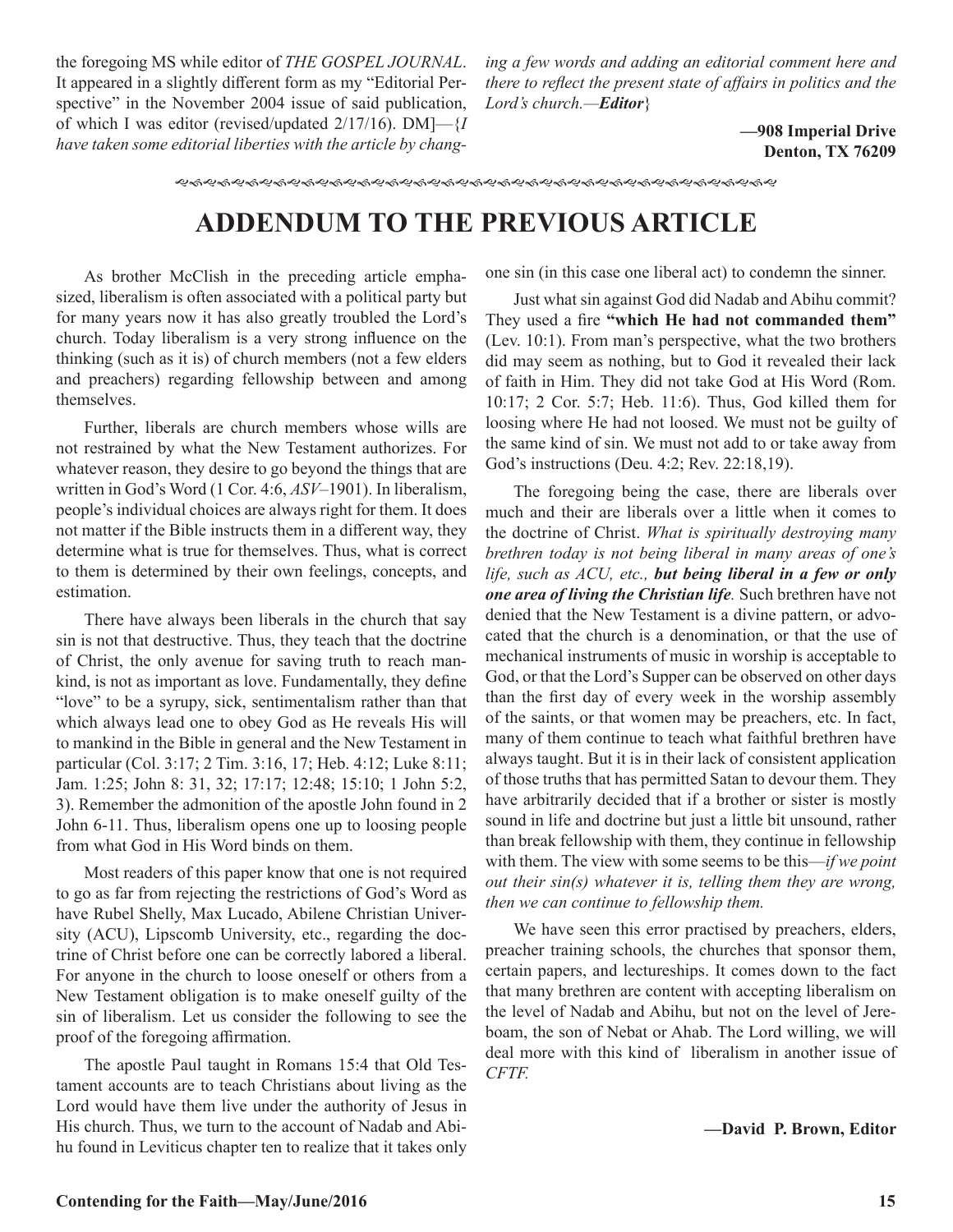the foregoing MS while editor of *THE GOSPEL JOURNAL*. It appeared in a slightly different form as my "Editorial Perspective" in the November 2004 issue of said publication, of which I was editor (revised/updated 2/17/16). DM]—{*I have taken some editorial liberties with the article by changing a few words and adding an editorial comment here and there to reflect the present state of affairs in politics and the Lord's church.—**Editor***}

**—908 Imperial Drive**
**Denton, TX 76209**

# ADDENDUM TO THE PREVIOUS ARTICLE

As brother McClish in the preceding article emphasized, liberalism is often associated with a political party but for many years now it has also greatly troubled the Lord's church. Today liberalism is a very strong influence on the thinking (such as it is) of church members (not a few elders and preachers) regarding fellowship between and among themselves.

Further, liberals are church members whose wills are not restrained by what the New Testament authorizes. For whatever reason, they desire to go beyond the things that are written in God's Word (1 Cor. 4:6, *ASV*–1901). In liberalism, people's individual choices are always right for them. It does not matter if the Bible instructs them in a different way, they determine what is true for themselves. Thus, what is correct to them is determined by their own feelings, concepts, and estimation.

There have always been liberals in the church that say sin is not that destructive. Thus, they teach that the doctrine of Christ, the only avenue for saving truth to reach mankind, is not as important as love. Fundamentally, they define "love" to be a syrupy, sick, sentimentalism rather than that which always lead one to obey God as He reveals His will to mankind in the Bible in general and the New Testament in particular (Col. 3:17; 2 Tim. 3:16, 17; Heb. 4:12; Luke 8:11; Jam. 1:25; John 8: 31, 32; 17:17; 12:48; 15:10; 1 John 5:2, 3). Remember the admonition of the apostle John found in 2 John 6-11. Thus, liberalism opens one up to loosing people from what God in His Word binds on them.

Most readers of this paper know that one is not required to go as far from rejecting the restrictions of God's Word as have Rubel Shelly, Max Lucado, Abilene Christian University (ACU), Lipscomb University, etc., regarding the doctrine of Christ before one can be correctly labored a liberal. For anyone in the church to loose oneself or others from a New Testament obligation is to make oneself guilty of the sin of liberalism. Let us consider the following to see the proof of the foregoing affirmation.

The apostle Paul taught in Romans 15:4 that Old Testament accounts are to teach Christians about living as the Lord would have them live under the authority of Jesus in His church. Thus, we turn to the account of Nadab and Abihu found in Leviticus chapter ten to realize that it takes only one sin (in this case one liberal act) to condemn the sinner.

Just what sin against God did Nadab and Abihu commit? They used a fire **"which He had not commanded them"** (Lev. 10:1). From man's perspective, what the two brothers did may seem as nothing, but to God it revealed their lack of faith in Him. They did not take God at His Word (Rom. 10:17; 2 Cor. 5:7; Heb. 11:6). Thus, God killed them for loosing where He had not loosed. We must not be guilty of the same kind of sin. We must not add to or take away from God's instructions (Deu. 4:2; Rev. 22:18,19).

The foregoing being the case, there are liberals over much and their are liberals over a little when it comes to the doctrine of Christ. *What is spiritually destroying many brethren today is not being liberal in many areas of one's life, such as ACU, etc.,* ***but being liberal in a few or only one area of living the Christian life***. Such brethren have not denied that the New Testament is a divine pattern, or advocated that the church is a denomination, or that the use of mechanical instruments of music in worship is acceptable to God, or that the Lord's Supper can be observed on other days than the first day of every week in the worship assembly of the saints, or that women may be preachers, etc. In fact, many of them continue to teach what faithful brethren have always taught. But it is in their lack of consistent application of those truths that has permitted Satan to devour them. They have arbitrarily decided that if a brother or sister is mostly sound in life and doctrine but just a little bit unsound, rather than break fellowship with them, they continue in fellowship with them. The view with some seems to be this—*if we point out their sin(s) whatever it is, telling them they are wrong, then we can continue to fellowship them.*

We have seen this error practised by preachers, elders, preacher training schools, the churches that sponsor them, certain papers, and lectureships. It comes down to the fact that many brethren are content with accepting liberalism on the level of Nadab and Abihu, but not on the level of Jereboam, the son of Nebat or Ahab. The Lord willing, we will deal more with this kind of liberalism in another issue of *CFTF.*

**—David P. Brown, Editor**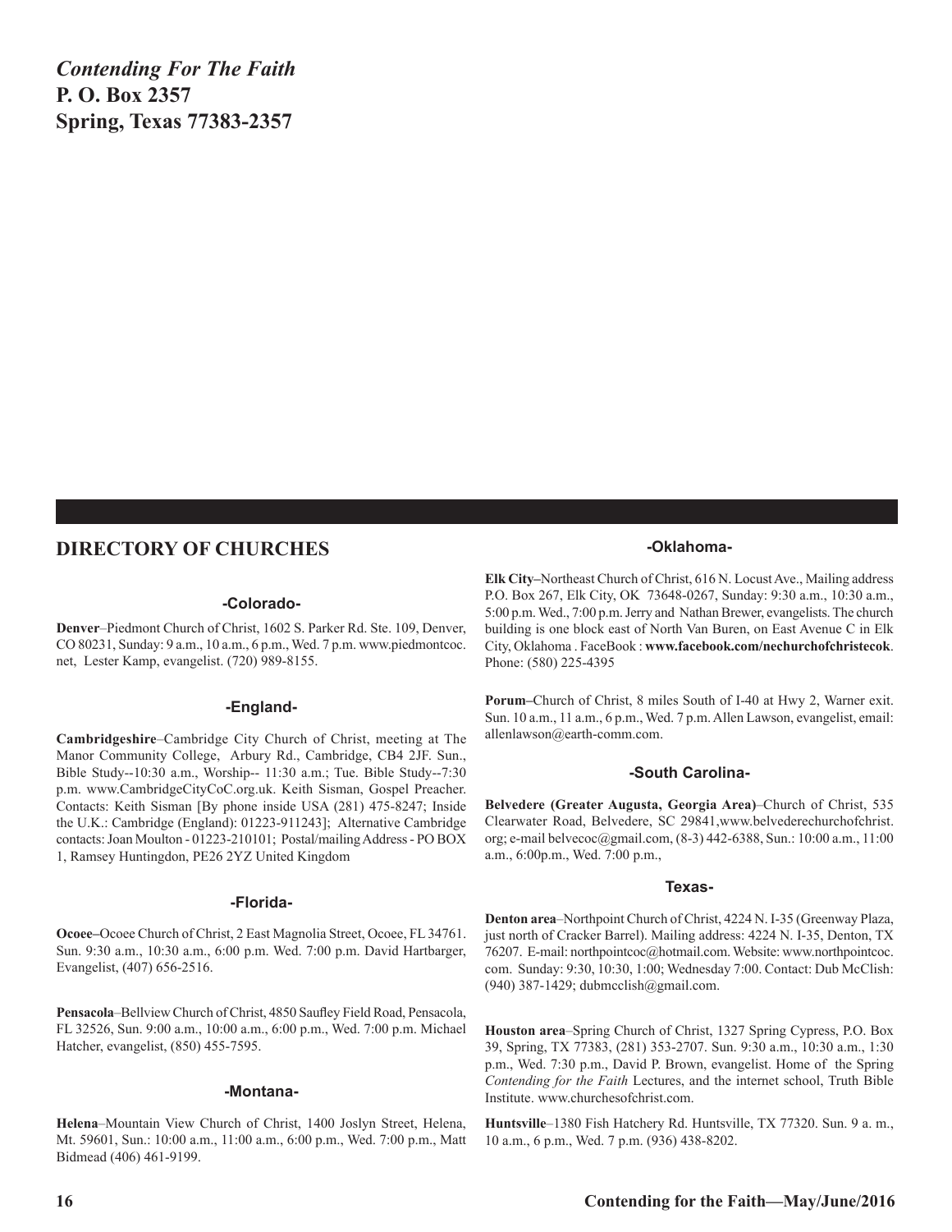*Contending For The Faith*
**P. O. Box 2357**
**Spring, Texas 77383-2357**

## DIRECTORY OF CHURCHES

### -Colorado-

**Denver**–Piedmont Church of Christ, 1602 S. Parker Rd. Ste. 109, Denver, CO 80231, Sunday: 9 a.m., 10 a.m., 6 p.m., Wed. 7 p.m. www.piedmontcoc.net, Lester Kamp, evangelist. (720) 989-8155.

### -England-

**Cambridgeshire**–Cambridge City Church of Christ, meeting at The Manor Community College, Arbury Rd., Cambridge, CB4 2JF. Sun., Bible Study--10:30 a.m., Worship-- 11:30 a.m.; Tue. Bible Study--7:30 p.m. www.CambridgeCityCoC.org.uk. Keith Sisman, Gospel Preacher. Contacts: Keith Sisman [By phone inside USA (281) 475-8247; Inside the U.K.: Cambridge (England): 01223-911243]; Alternative Cambridge contacts: Joan Moulton - 01223-210101; Postal/mailing Address - PO BOX 1, Ramsey Huntingdon, PE26 2YZ United Kingdom

### -Florida-

**Ocoee**–Ocoee Church of Christ, 2 East Magnolia Street, Ocoee, FL 34761. Sun. 9:30 a.m., 10:30 a.m., 6:00 p.m. Wed. 7:00 p.m. David Hartbarger, Evangelist, (407) 656-2516.

**Pensacola**–Bellview Church of Christ, 4850 Saufley Field Road, Pensacola, FL 32526, Sun. 9:00 a.m., 10:00 a.m., 6:00 p.m., Wed. 7:00 p.m. Michael Hatcher, evangelist, (850) 455-7595.

### -Montana-

**Helena**–Mountain View Church of Christ, 1400 Joslyn Street, Helena, Mt. 59601, Sun.: 10:00 a.m., 11:00 a.m., 6:00 p.m., Wed. 7:00 p.m., Matt Bidmead (406) 461-9199.

### -Oklahoma-

**Elk City**–Northeast Church of Christ, 616 N. Locust Ave., Mailing address P.O. Box 267, Elk City, OK 73648-0267, Sunday: 9:30 a.m., 10:30 a.m., 5:00 p.m. Wed., 7:00 p.m. Jerry and Nathan Brewer, evangelists. The church building is one block east of North Van Buren, on East Avenue C in Elk City, Oklahoma . FaceBook : **www.facebook.com/nechurchofchristecok**. Phone: (580) 225-4395

**Porum**–Church of Christ, 8 miles South of I-40 at Hwy 2, Warner exit. Sun. 10 a.m., 11 a.m., 6 p.m., Wed. 7 p.m. Allen Lawson, evangelist, email: allenlawson@earth-comm.com.

### -South Carolina-

**Belvedere (Greater Augusta, Georgia Area)**–Church of Christ, 535 Clearwater Road, Belvedere, SC 29841,www.belvederechurchofchrist.org; e-mail belvecoc@gmail.com, (8-3) 442-6388, Sun.: 10:00 a.m., 11:00 a.m., 6:00p.m., Wed. 7:00 p.m.,

### Texas-

**Denton area**–Northpoint Church of Christ, 4224 N. I-35 (Greenway Plaza, just north of Cracker Barrel). Mailing address: 4224 N. I-35, Denton, TX 76207. E-mail: northpointcoc@hotmail.com. Website: www.northpointcoc.com. Sunday: 9:30, 10:30, 1:00; Wednesday 7:00. Contact: Dub McClish: (940) 387-1429; dubmcclish@gmail.com.

**Houston area**–Spring Church of Christ, 1327 Spring Cypress, P.O. Box 39, Spring, TX 77383, (281) 353-2707. Sun. 9:30 a.m., 10:30 a.m., 1:30 p.m., Wed. 7:30 p.m., David P. Brown, evangelist. Home of the Spring *Contending for the Faith* Lectures, and the internet school, Truth Bible Institute. www.churchesofchrist.com.

**Huntsville**–1380 Fish Hatchery Rd. Huntsville, TX 77320. Sun. 9 a. m., 10 a.m., 6 p.m., Wed. 7 p.m. (936) 438-8202.